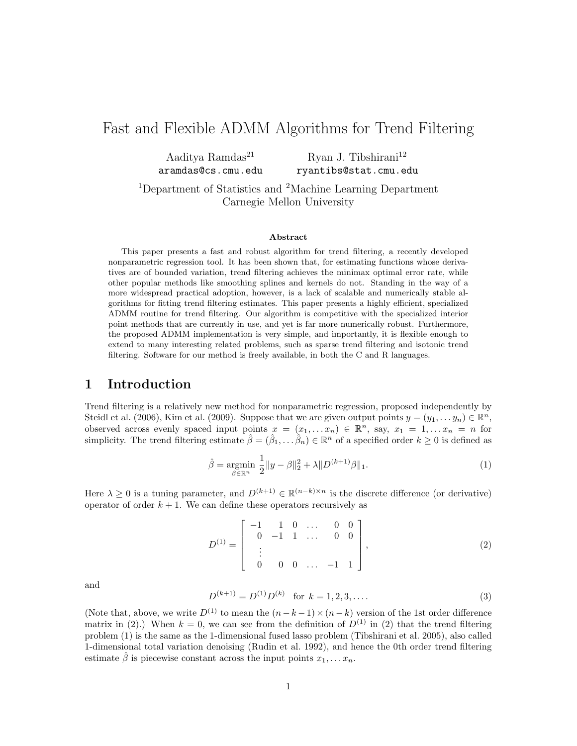# Fast and Flexible ADMM Algorithms for Trend Filtering

Aaditya Ramdas[21] aramdas@cs.cmu.edu

Ryan J. Tibshirani[12] ryantibs@stat.cmu.edu

[1]Department of Statistics and [2]Machine Learning Department
Carnegie Mellon University

### Abstract

This paper presents a fast and robust algorithm for trend filtering, a recently developed nonparametric regression tool. It has been shown that, for estimating functions whose derivatives are of bounded variation, trend filtering achieves the minimax optimal error rate, while other popular methods like smoothing splines and kernels do not. Standing in the way of a more widespread practical adoption, however, is a lack of scalable and numerically stable algorithms for fitting trend filtering estimates. This paper presents a highly efficient, specialized ADMM routine for trend filtering. Our algorithm is competitive with the specialized interior point methods that are currently in use, and yet is far more numerically robust. Furthermore, the proposed ADMM implementation is very simple, and importantly, it is flexible enough to extend to many interesting related problems, such as sparse trend filtering and isotonic trend filtering. Software for our method is freely available, in both the C and R languages.

## 1 Introduction

Trend filtering is a relatively new method for nonparametric regression, proposed independently by Steidl et al. (2006), Kim et al. (2009). Suppose that we are given output points $y = (y_1, \ldots y_n) \in \mathbb{R}^n$, observed across evenly spaced input points $x = (x_1, \ldots x_n) \in \mathbb{R}^n$, say, $x_1 = 1, \ldots x_n = n$ for simplicity. The trend filtering estimate $\hat{\beta} = (\hat{\beta}_1, \ldots \hat{\beta}_n) \in \mathbb{R}^n$ of a specified order $k \geq 0$ is defined as

$$\hat{\beta} = \underset{\beta \in \mathbb{R}^n}{\mathrm{argmin}} \; \frac{1}{2}\|y - \beta\|_2^2 + \lambda \|D^{(k+1)}\beta\|_1. \tag{1}$$

Here $\lambda \geq 0$ is a tuning parameter, and $D^{(k+1)} \in \mathbb{R}^{(n-k)\times n}$ is the discrete difference (or derivative) operator of order $k+1$. We can define these operators recursively as

$$D^{(1)} = \begin{bmatrix} -1 & 1 & 0 & \ldots & 0 & 0 \\ 0 & -1 & 1 & \ldots & 0 & 0 \\ \vdots & & & & & \\ 0 & 0 & 0 & \ldots & -1 & 1 \end{bmatrix}, \tag{2}$$

and

$$D^{(k+1)} = D^{(1)} D^{(k)} \quad \text{for } k = 1, 2, 3, \ldots. \tag{3}$$

(Note that, above, we write $D^{(1)}$ to mean the $(n-k-1) \times (n-k)$ version of the 1st order difference matrix in (2).) When $k = 0$, we can see from the definition of $D^{(1)}$ in (2) that the trend filtering problem (1) is the same as the 1-dimensional fused lasso problem (Tibshirani et al. 2005), also called 1-dimensional total variation denoising (Rudin et al. 1992), and hence the 0th order trend filtering estimate $\hat{\beta}$ is piecewise constant across the input points $x_1, \ldots x_n$.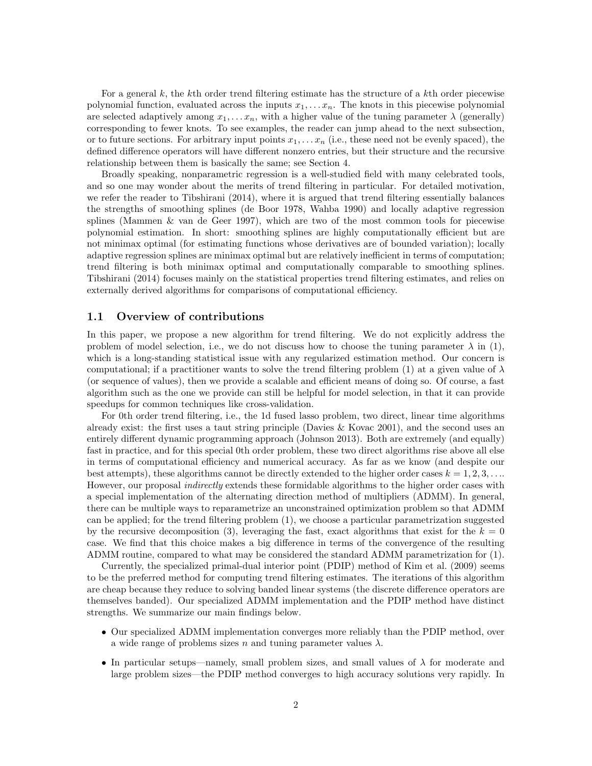For a general $k$, the $k$th order trend filtering estimate has the structure of a $k$th order piecewise polynomial function, evaluated across the inputs $x_1, \ldots x_n$. The knots in this piecewise polynomial are selected adaptively among $x_1, \ldots x_n$, with a higher value of the tuning parameter $\lambda$ (generally) corresponding to fewer knots. To see examples, the reader can jump ahead to the next subsection, or to future sections. For arbitrary input points $x_1, \ldots x_n$ (i.e., these need not be evenly spaced), the defined difference operators will have different nonzero entries, but their structure and the recursive relationship between them is basically the same; see Section 4.

Broadly speaking, nonparametric regression is a well-studied field with many celebrated tools, and so one may wonder about the merits of trend filtering in particular. For detailed motivation, we refer the reader to Tibshirani (2014), where it is argued that trend filtering essentially balances the strengths of smoothing splines (de Boor 1978, Wahba 1990) and locally adaptive regression splines (Mammen & van de Geer 1997), which are two of the most common tools for piecewise polynomial estimation. In short: smoothing splines are highly computationally efficient but are not minimax optimal (for estimating functions whose derivatives are of bounded variation); locally adaptive regression splines are minimax optimal but are relatively inefficient in terms of computation; trend filtering is both minimax optimal and computationally comparable to smoothing splines. Tibshirani (2014) focuses mainly on the statistical properties trend filtering estimates, and relies on externally derived algorithms for comparisons of computational efficiency.

## 1.1 Overview of contributions

In this paper, we propose a new algorithm for trend filtering. We do not explicitly address the problem of model selection, i.e., we do not discuss how to choose the tuning parameter $\lambda$ in (1), which is a long-standing statistical issue with any regularized estimation method. Our concern is computational; if a practitioner wants to solve the trend filtering problem (1) at a given value of $\lambda$ (or sequence of values), then we provide a scalable and efficient means of doing so. Of course, a fast algorithm such as the one we provide can still be helpful for model selection, in that it can provide speedups for common techniques like cross-validation.

For 0th order trend filtering, i.e., the 1d fused lasso problem, two direct, linear time algorithms already exist: the first uses a taut string principle (Davies & Kovac 2001), and the second uses an entirely different dynamic programming approach (Johnson 2013). Both are extremely (and equally) fast in practice, and for this special 0th order problem, these two direct algorithms rise above all else in terms of computational efficiency and numerical accuracy. As far as we know (and despite our best attempts), these algorithms cannot be directly extended to the higher order cases $k = 1, 2, 3, \ldots$. However, our proposal *indirectly* extends these formidable algorithms to the higher order cases with a special implementation of the alternating direction method of multipliers (ADMM). In general, there can be multiple ways to reparametrize an unconstrained optimization problem so that ADMM can be applied; for the trend filtering problem (1), we choose a particular parametrization suggested by the recursive decomposition (3), leveraging the fast, exact algorithms that exist for the $k = 0$ case. We find that this choice makes a big difference in terms of the convergence of the resulting ADMM routine, compared to what may be considered the standard ADMM parametrization for (1).

Currently, the specialized primal-dual interior point (PDIP) method of Kim et al. (2009) seems to be the preferred method for computing trend filtering estimates. The iterations of this algorithm are cheap because they reduce to solving banded linear systems (the discrete difference operators are themselves banded). Our specialized ADMM implementation and the PDIP method have distinct strengths. We summarize our main findings below.

- Our specialized ADMM implementation converges more reliably than the PDIP method, over a wide range of problems sizes $n$ and tuning parameter values $\lambda$.
- In particular setups—namely, small problem sizes, and small values of $\lambda$ for moderate and large problem sizes—the PDIP method converges to high accuracy solutions very rapidly. In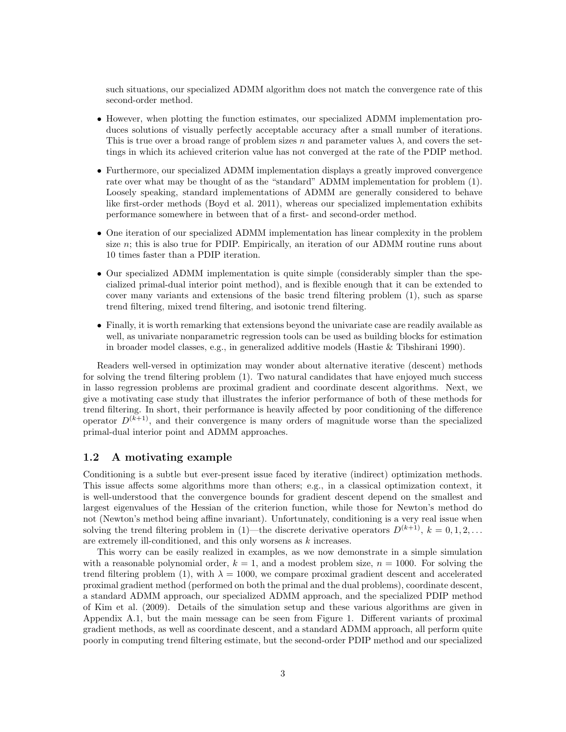such situations, our specialized ADMM algorithm does not match the convergence rate of this second-order method.

- However, when plotting the function estimates, our specialized ADMM implementation produces solutions of visually perfectly acceptable accuracy after a small number of iterations. This is true over a broad range of problem sizes $n$ and parameter values $\lambda$, and covers the settings in which its achieved criterion value has not converged at the rate of the PDIP method.
- Furthermore, our specialized ADMM implementation displays a greatly improved convergence rate over what may be thought of as the "standard" ADMM implementation for problem (1). Loosely speaking, standard implementations of ADMM are generally considered to behave like first-order methods (Boyd et al. 2011), whereas our specialized implementation exhibits performance somewhere in between that of a first- and second-order method.
- One iteration of our specialized ADMM implementation has linear complexity in the problem size $n$; this is also true for PDIP. Empirically, an iteration of our ADMM routine runs about 10 times faster than a PDIP iteration.
- Our specialized ADMM implementation is quite simple (considerably simpler than the specialized primal-dual interior point method), and is flexible enough that it can be extended to cover many variants and extensions of the basic trend filtering problem (1), such as sparse trend filtering, mixed trend filtering, and isotonic trend filtering.
- Finally, it is worth remarking that extensions beyond the univariate case are readily available as well, as univariate nonparametric regression tools can be used as building blocks for estimation in broader model classes, e.g., in generalized additive models (Hastie & Tibshirani 1990).

Readers well-versed in optimization may wonder about alternative iterative (descent) methods for solving the trend filtering problem (1). Two natural candidates that have enjoyed much success in lasso regression problems are proximal gradient and coordinate descent algorithms. Next, we give a motivating case study that illustrates the inferior performance of both of these methods for trend filtering. In short, their performance is heavily affected by poor conditioning of the difference operator $D^{(k+1)}$, and their convergence is many orders of magnitude worse than the specialized primal-dual interior point and ADMM approaches.

## 1.2 A motivating example

Conditioning is a subtle but ever-present issue faced by iterative (indirect) optimization methods. This issue affects some algorithms more than others; e.g., in a classical optimization context, it is well-understood that the convergence bounds for gradient descent depend on the smallest and largest eigenvalues of the Hessian of the criterion function, while those for Newton's method do not (Newton's method being affine invariant). Unfortunately, conditioning is a very real issue when solving the trend filtering problem in (1)—the discrete derivative operators $D^{(k+1)}$, $k = 0, 1, 2, \ldots$ are extremely ill-conditioned, and this only worsens as $k$ increases.

This worry can be easily realized in examples, as we now demonstrate in a simple simulation with a reasonable polynomial order, $k = 1$, and a modest problem size, $n = 1000$. For solving the trend filtering problem (1), with $\lambda = 1000$, we compare proximal gradient descent and accelerated proximal gradient method (performed on both the primal and the dual problems), coordinate descent, a standard ADMM approach, our specialized ADMM approach, and the specialized PDIP method of Kim et al. (2009). Details of the simulation setup and these various algorithms are given in Appendix A.1, but the main message can be seen from Figure 1. Different variants of proximal gradient methods, as well as coordinate descent, and a standard ADMM approach, all perform quite poorly in computing trend filtering estimate, but the second-order PDIP method and our specialized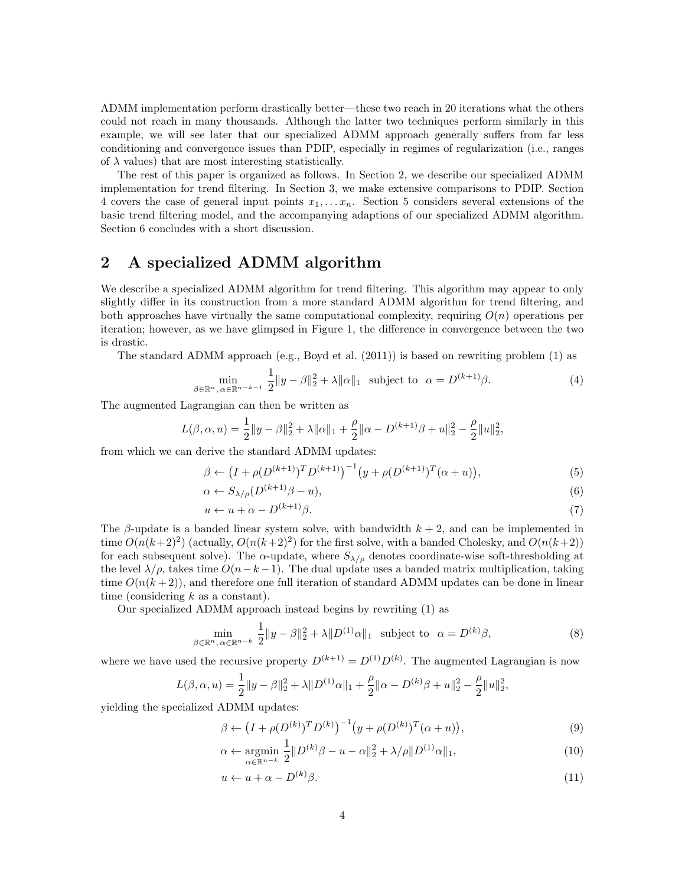ADMM implementation perform drastically better—these two reach in 20 iterations what the others could not reach in many thousands. Although the latter two techniques perform similarly in this example, we will see later that our specialized ADMM approach generally suffers from far less conditioning and convergence issues than PDIP, especially in regimes of regularization (i.e., ranges of $\lambda$ values) that are most interesting statistically.

The rest of this paper is organized as follows. In Section 2, we describe our specialized ADMM implementation for trend filtering. In Section 3, we make extensive comparisons to PDIP. Section 4 covers the case of general input points $x_1, \ldots x_n$. Section 5 considers several extensions of the basic trend filtering model, and the accompanying adaptions of our specialized ADMM algorithm. Section 6 concludes with a short discussion.

# 2 A specialized ADMM algorithm

We describe a specialized ADMM algorithm for trend filtering. This algorithm may appear to only slightly differ in its construction from a more standard ADMM algorithm for trend filtering, and both approaches have virtually the same computational complexity, requiring $O(n)$ operations per iteration; however, as we have glimpsed in Figure 1, the difference in convergence between the two is drastic.

The standard ADMM approach (e.g., Boyd et al. (2011)) is based on rewriting problem (1) as

$$\min_{\beta \in \mathbb{R}^n, \, \alpha \in \mathbb{R}^{n-k-1}} \; \frac{1}{2}\|y - \beta\|_2^2 + \lambda \|\alpha\|_1 \;\; \text{subject to} \;\; \alpha = D^{(k+1)}\beta. \tag{4}$$

The augmented Lagrangian can then be written as

$$L(\beta, \alpha, u) = \frac{1}{2}\|y - \beta\|_2^2 + \lambda\|\alpha\|_1 + \frac{\rho}{2}\|\alpha - D^{(k+1)}\beta + u\|_2^2 - \frac{\rho}{2}\|u\|_2^2,$$

from which we can derive the standard ADMM updates:

$$\beta \leftarrow \big(I + \rho (D^{(k+1)})^T D^{(k+1)}\big)^{-1}\big(y + \rho (D^{(k+1)})^T(\alpha + u)\big), \tag{5}$$

$$\alpha \leftarrow S_{\lambda/\rho}(D^{(k+1)}\beta - u), \tag{6}$$

$$u \leftarrow u + \alpha - D^{(k+1)}\beta. \tag{7}$$

The $\beta$-update is a banded linear system solve, with bandwidth $k+2$, and can be implemented in time $O(n(k+2)^2)$ (actually, $O(n(k+2)^2)$ for the first solve, with a banded Cholesky, and $O(n(k+2))$ for each subsequent solve). The $\alpha$-update, where $S_{\lambda/\rho}$ denotes coordinate-wise soft-thresholding at the level $\lambda/\rho$, takes time $O(n-k-1)$. The dual update uses a banded matrix multiplication, taking time $O(n(k+2))$, and therefore one full iteration of standard ADMM updates can be done in linear time (considering $k$ as a constant).

Our specialized ADMM approach instead begins by rewriting (1) as

$$\min_{\beta \in \mathbb{R}^n, \, \alpha \in \mathbb{R}^{n-k}} \; \frac{1}{2}\|y - \beta\|_2^2 + \lambda \|D^{(1)}\alpha\|_1 \;\; \text{subject to} \;\; \alpha = D^{(k)}\beta, \tag{8}$$

where we have used the recursive property $D^{(k+1)} = D^{(1)}D^{(k)}$. The augmented Lagrangian is now

$$L(\beta, \alpha, u) = \frac{1}{2}\|y - \beta\|_2^2 + \lambda\|D^{(1)}\alpha\|_1 + \frac{\rho}{2}\|\alpha - D^{(k)}\beta + u\|_2^2 - \frac{\rho}{2}\|u\|_2^2,$$

yielding the specialized ADMM updates:

$$\beta \leftarrow \big(I + \rho (D^{(k)})^T D^{(k)}\big)^{-1}\big(y + \rho (D^{(k)})^T(\alpha + u)\big), \tag{9}$$

$$\alpha \leftarrow \operatorname*{argmin}_{\alpha \in \mathbb{R}^{n-k}} \; \frac{1}{2}\|D^{(k)}\beta - u - \alpha\|_2^2 + \lambda/\rho \|D^{(1)}\alpha\|_1, \tag{10}$$

$$u \leftarrow u + \alpha - D^{(k)}\beta. \tag{11}$$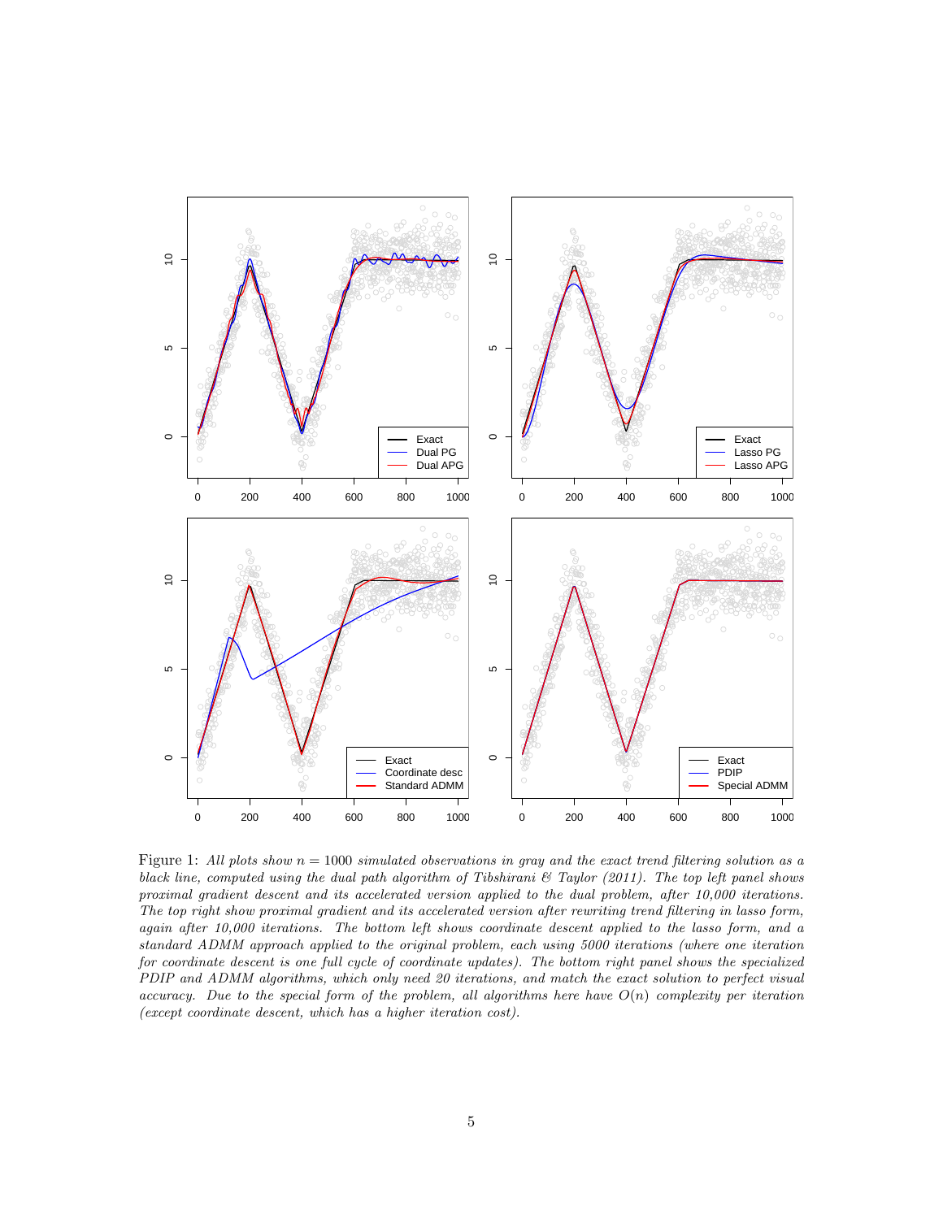Figure 1: *All plots show $n = 1000$ simulated observations in gray and the exact trend filtering solution as a black line, computed using the dual path algorithm of Tibshirani & Taylor (2011). The top left panel shows proximal gradient descent and its accelerated version applied to the dual problem, after 10,000 iterations. The top right show proximal gradient and its accelerated version after rewriting trend filtering in lasso form, again after 10,000 iterations. The bottom left shows coordinate descent applied to the lasso form, and a standard ADMM approach applied to the original problem, each using 5000 iterations (where one iteration for coordinate descent is one full cycle of coordinate updates). The bottom right panel shows the specialized PDIP and ADMM algorithms, which only need 20 iterations, and match the exact solution to perfect visual accuracy. Due to the special form of the problem, all algorithms here have $O(n)$ complexity per iteration (except coordinate descent, which has a higher iteration cost).*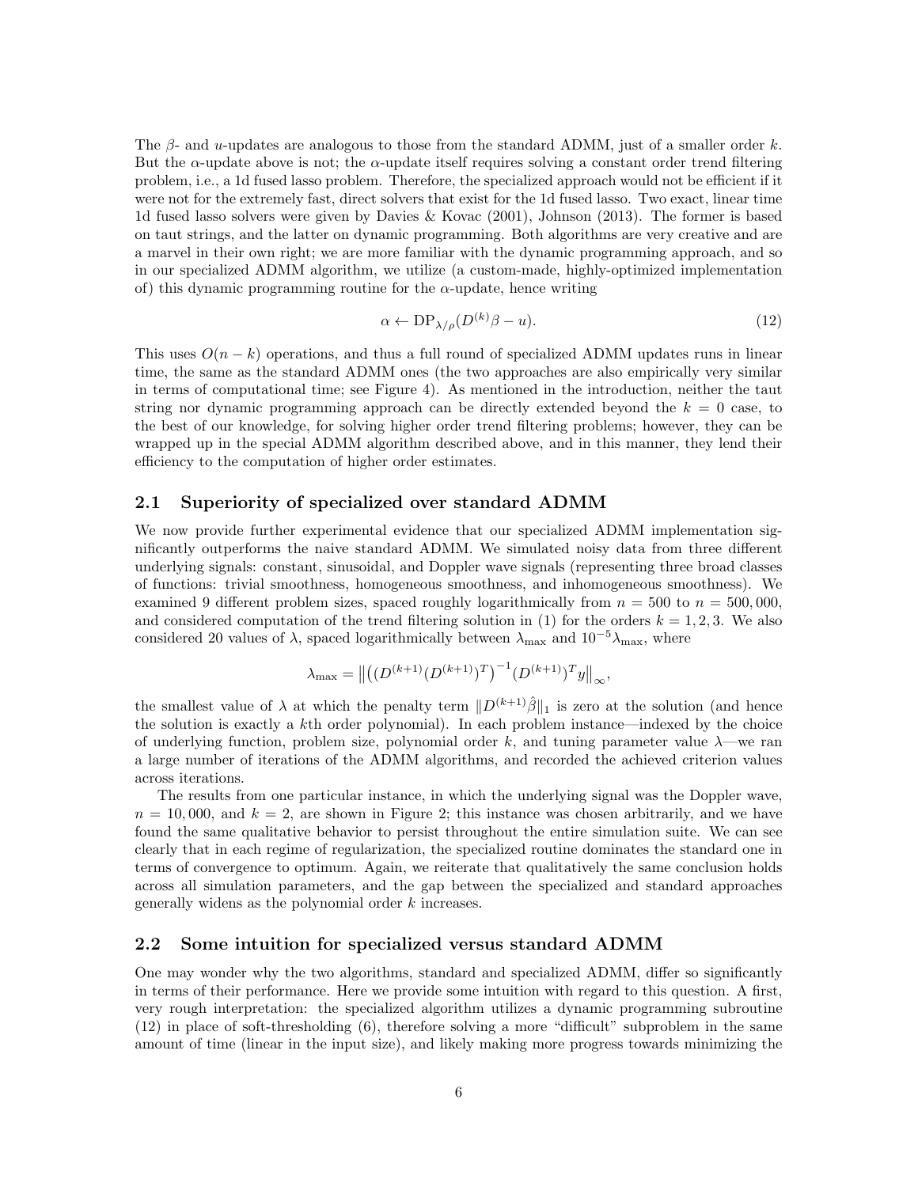The $\beta$- and $u$-updates are analogous to those from the standard ADMM, just of a smaller order $k$. But the $\alpha$-update above is not; the $\alpha$-update itself requires solving a constant order trend filtering problem, i.e., a 1d fused lasso problem. Therefore, the specialized approach would not be efficient if it were not for the extremely fast, direct solvers that exist for the 1d fused lasso. Two exact, linear time 1d fused lasso solvers were given by Davies & Kovac (2001), Johnson (2013). The former is based on taut strings, and the latter on dynamic programming. Both algorithms are very creative and are a marvel in their own right; we are more familiar with the dynamic programming approach, and so in our specialized ADMM algorithm, we utilize (a custom-made, highly-optimized implementation of) this dynamic programming routine for the $\alpha$-update, hence writing

$$\alpha \leftarrow \mathrm{DP}_{\lambda/\rho}(D^{(k)}\beta - u). \tag{12}$$

This uses $O(n-k)$ operations, and thus a full round of specialized ADMM updates runs in linear time, the same as the standard ADMM ones (the two approaches are also empirically very similar in terms of computational time; see Figure 4). As mentioned in the introduction, neither the taut string nor dynamic programming approach can be directly extended beyond the $k = 0$ case, to the best of our knowledge, for solving higher order trend filtering problems; however, they can be wrapped up in the special ADMM algorithm described above, and in this manner, they lend their efficiency to the computation of higher order estimates.

## 2.1 Superiority of specialized over standard ADMM

We now provide further experimental evidence that our specialized ADMM implementation significantly outperforms the naive standard ADMM. We simulated noisy data from three different underlying signals: constant, sinusoidal, and Doppler wave signals (representing three broad classes of functions: trivial smoothness, homogeneous smoothness, and inhomogeneous smoothness). We examined 9 different problem sizes, spaced roughly logarithmically from $n = 500$ to $n = 500,000$, and considered computation of the trend filtering solution in (1) for the orders $k = 1, 2, 3$. We also considered 20 values of $\lambda$, spaced logarithmically between $\lambda_{\max}$ and $10^{-5}\lambda_{\max}$, where

$$\lambda_{\max} = \left\| \left( D^{(k+1)} (D^{(k+1)})^T \right)^{-1} (D^{(k+1)})^T y \right\|_\infty,$$

the smallest value of $\lambda$ at which the penalty term $\|D^{(k+1)}\hat{\beta}\|_1$ is zero at the solution (and hence the solution is exactly a $k$th order polynomial). In each problem instance—indexed by the choice of underlying function, problem size, polynomial order $k$, and tuning parameter value $\lambda$—we ran a large number of iterations of the ADMM algorithms, and recorded the achieved criterion values across iterations.

The results from one particular instance, in which the underlying signal was the Doppler wave, $n = 10,000$, and $k = 2$, are shown in Figure 2; this instance was chosen arbitrarily, and we have found the same qualitative behavior to persist throughout the entire simulation suite. We can see clearly that in each regime of regularization, the specialized routine dominates the standard one in terms of convergence to optimum. Again, we reiterate that qualitatively the same conclusion holds across all simulation parameters, and the gap between the specialized and standard approaches generally widens as the polynomial order $k$ increases.

## 2.2 Some intuition for specialized versus standard ADMM

One may wonder why the two algorithms, standard and specialized ADMM, differ so significantly in terms of their performance. Here we provide some intuition with regard to this question. A first, very rough interpretation: the specialized algorithm utilizes a dynamic programming subroutine (12) in place of soft-thresholding (6), therefore solving a more "difficult" subproblem in the same amount of time (linear in the input size), and likely making more progress towards minimizing the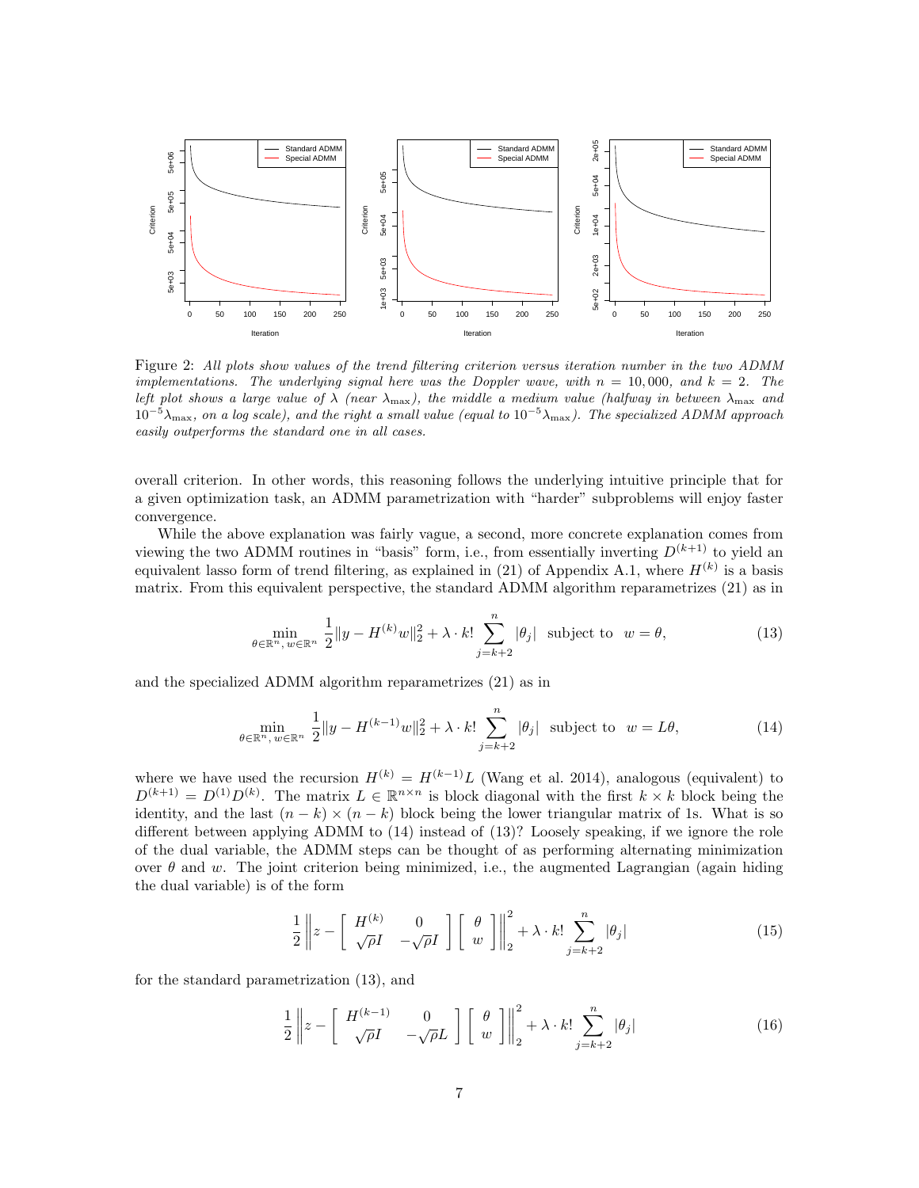Figure 2: *All plots show values of the trend filtering criterion versus iteration number in the two ADMM implementations. The underlying signal here was the Doppler wave, with $n = 10,000$, and $k = 2$. The left plot shows a large value of $\lambda$ (near $\lambda_{\max}$), the middle a medium value (halfway in between $\lambda_{\max}$ and $10^{-5}\lambda_{\max}$, on a log scale), and the right a small value (equal to $10^{-5}\lambda_{\max}$). The specialized ADMM approach easily outperforms the standard one in all cases.*

overall criterion. In other words, this reasoning follows the underlying intuitive principle that for a given optimization task, an ADMM parametrization with "harder" subproblems will enjoy faster convergence.

While the above explanation was fairly vague, a second, more concrete explanation comes from viewing the two ADMM routines in "basis" form, i.e., from essentially inverting $D^{(k+1)}$ to yield an equivalent lasso form of trend filtering, as explained in (21) of Appendix A.1, where $H^{(k)}$ is a basis matrix. From this equivalent perspective, the standard ADMM algorithm reparametrizes (21) as in

$$\min_{\theta \in \mathbb{R}^n,\, w \in \mathbb{R}^n} \; \frac{1}{2}\|y - H^{(k)} w\|_2^2 + \lambda \cdot k! \sum_{j=k+2}^{n} |\theta_j| \;\; \text{subject to} \;\; w = \theta, \tag{13}$$

and the specialized ADMM algorithm reparametrizes (21) as in

$$\min_{\theta \in \mathbb{R}^n,\, w \in \mathbb{R}^n} \; \frac{1}{2}\|y - H^{(k-1)} w\|_2^2 + \lambda \cdot k! \sum_{j=k+2}^{n} |\theta_j| \;\; \text{subject to} \;\; w = L\theta, \tag{14}$$

where we have used the recursion $H^{(k)} = H^{(k-1)} L$ (Wang et al. 2014), analogous (equivalent) to $D^{(k+1)} = D^{(1)} D^{(k)}$. The matrix $L \in \mathbb{R}^{n \times n}$ is block diagonal with the first $k \times k$ block being the identity, and the last $(n-k) \times (n-k)$ block being the lower triangular matrix of 1s. What is so different between applying ADMM to (14) instead of (13)? Loosely speaking, if we ignore the role of the dual variable, the ADMM steps can be thought of as performing alternating minimization over $\theta$ and $w$. The joint criterion being minimized, i.e., the augmented Lagrangian (again hiding the dual variable) is of the form

$$\frac{1}{2}\left\| z - \begin{bmatrix} H^{(k)} & 0 \\ \sqrt{\rho} I & -\sqrt{\rho} I \end{bmatrix} \begin{bmatrix} \theta \\ w \end{bmatrix} \right\|_2^2 + \lambda \cdot k! \sum_{j=k+2}^{n} |\theta_j| \tag{15}$$

for the standard parametrization (13), and

$$\frac{1}{2}\left\| z - \begin{bmatrix} H^{(k-1)} & 0 \\ \sqrt{\rho} I & -\sqrt{\rho} L \end{bmatrix} \begin{bmatrix} \theta \\ w \end{bmatrix} \right\|_2^2 + \lambda \cdot k! \sum_{j=k+2}^{n} |\theta_j| \tag{16}$$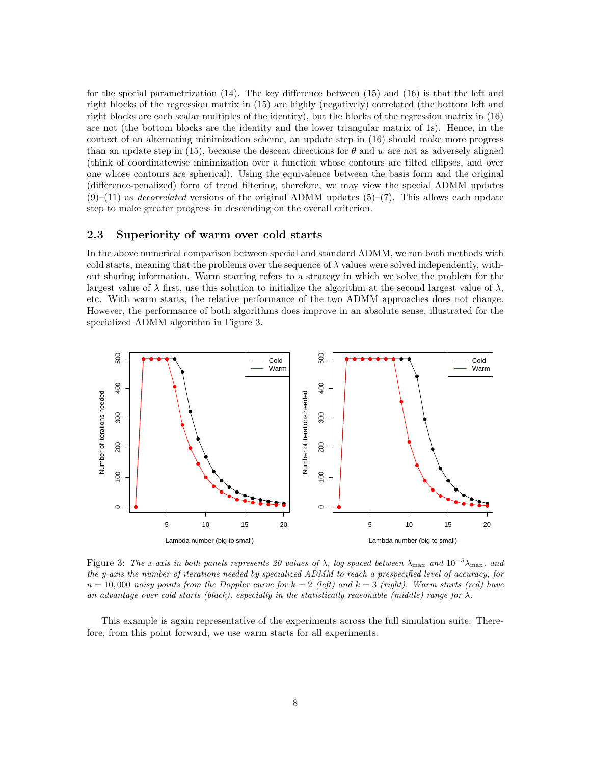for the special parametrization (14). The key difference between (15) and (16) is that the left and right blocks of the regression matrix in (15) are highly (negatively) correlated (the bottom left and right blocks are each scalar multiples of the identity), but the blocks of the regression matrix in (16) are not (the bottom blocks are the identity and the lower triangular matrix of 1s). Hence, in the context of an alternating minimization scheme, an update step in (16) should make more progress than an update step in (15), because the descent directions for $\theta$ and $w$ are not as adversely aligned (think of coordinatewise minimization over a function whose contours are tilted ellipses, and over one whose contours are spherical). Using the equivalence between the basis form and the original (difference-penalized) form of trend filtering, therefore, we may view the special ADMM updates (9)–(11) as *decorrelated* versions of the original ADMM updates (5)–(7). This allows each update step to make greater progress in descending on the overall criterion.

### 2.3 Superiority of warm over cold starts

In the above numerical comparison between special and standard ADMM, we ran both methods with cold starts, meaning that the problems over the sequence of $\lambda$ values were solved independently, without sharing information. Warm starting refers to a strategy in which we solve the problem for the largest value of $\lambda$ first, use this solution to initialize the algorithm at the second largest value of $\lambda$, etc. With warm starts, the relative performance of the two ADMM approaches does not change. However, the performance of both algorithms does improve in an absolute sense, illustrated for the specialized ADMM algorithm in Figure 3.

Figure 3: *The x-axis in both panels represents 20 values of $\lambda$, log-spaced between $\lambda_{\max}$ and $10^{-5}\lambda_{\max}$, and the y-axis the number of iterations needed by specialized ADMM to reach a prespecified level of accuracy, for $n = 10,000$ noisy points from the Doppler curve for $k = 2$ (left) and $k = 3$ (right). Warm starts (red) have an advantage over cold starts (black), especially in the statistically reasonable (middle) range for $\lambda$.*

This example is again representative of the experiments across the full simulation suite. Therefore, from this point forward, we use warm starts for all experiments.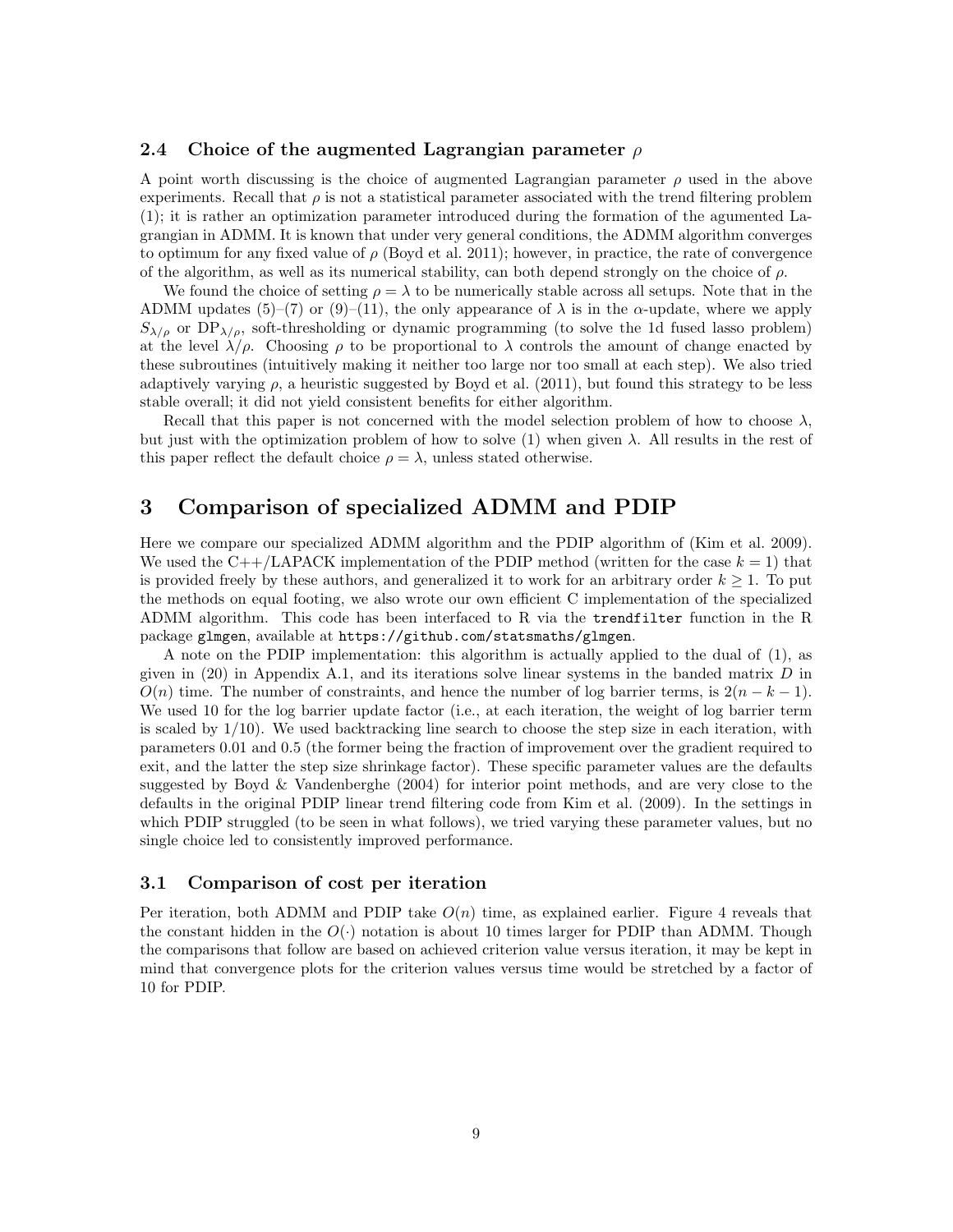### 2.4 Choice of the augmented Lagrangian parameter $\rho$

A point worth discussing is the choice of augmented Lagrangian parameter $\rho$ used in the above experiments. Recall that $\rho$ is not a statistical parameter associated with the trend filtering problem (1); it is rather an optimization parameter introduced during the formation of the agumented Lagrangian in ADMM. It is known that under very general conditions, the ADMM algorithm converges to optimum for any fixed value of $\rho$ (Boyd et al. 2011); however, in practice, the rate of convergence of the algorithm, as well as its numerical stability, can both depend strongly on the choice of $\rho$.

We found the choice of setting $\rho = \lambda$ to be numerically stable across all setups. Note that in the ADMM updates (5)–(7) or (9)–(11), the only appearance of $\lambda$ is in the $\alpha$-update, where we apply $S_{\lambda/\rho}$ or $\mathrm{DP}_{\lambda/\rho}$, soft-thresholding or dynamic programming (to solve the 1d fused lasso problem) at the level $\lambda/\rho$. Choosing $\rho$ to be proportional to $\lambda$ controls the amount of change enacted by these subroutines (intuitively making it neither too large nor too small at each step). We also tried adaptively varying $\rho$, a heuristic suggested by Boyd et al. (2011), but found this strategy to be less stable overall; it did not yield consistent benefits for either algorithm.

Recall that this paper is not concerned with the model selection problem of how to choose $\lambda$, but just with the optimization problem of how to solve (1) when given $\lambda$. All results in the rest of this paper reflect the default choice $\rho = \lambda$, unless stated otherwise.

## 3 Comparison of specialized ADMM and PDIP

Here we compare our specialized ADMM algorithm and the PDIP algorithm of (Kim et al. 2009). We used the C++/LAPACK implementation of the PDIP method (written for the case $k = 1$) that is provided freely by these authors, and generalized it to work for an arbitrary order $k \geq 1$. To put the methods on equal footing, we also wrote our own efficient C implementation of the specialized ADMM algorithm. This code has been interfaced to R via the `trendfilter` function in the R package `glmgen`, available at `https://github.com/statsmaths/glmgen`.

A note on the PDIP implementation: this algorithm is actually applied to the dual of (1), as given in (20) in Appendix A.1, and its iterations solve linear systems in the banded matrix $D$ in $O(n)$ time. The number of constraints, and hence the number of log barrier terms, is $2(n - k - 1)$. We used 10 for the log barrier update factor (i.e., at each iteration, the weight of log barrier term is scaled by 1/10). We used backtracking line search to choose the step size in each iteration, with parameters 0.01 and 0.5 (the former being the fraction of improvement over the gradient required to exit, and the latter the step size shrinkage factor). These specific parameter values are the defaults suggested by Boyd & Vandenberghe (2004) for interior point methods, and are very close to the defaults in the original PDIP linear trend filtering code from Kim et al. (2009). In the settings in which PDIP struggled (to be seen in what follows), we tried varying these parameter values, but no single choice led to consistently improved performance.

### 3.1 Comparison of cost per iteration

Per iteration, both ADMM and PDIP take $O(n)$ time, as explained earlier. Figure 4 reveals that the constant hidden in the $O(\cdot)$ notation is about 10 times larger for PDIP than ADMM. Though the comparisons that follow are based on achieved criterion value versus iteration, it may be kept in mind that convergence plots for the criterion values versus time would be stretched by a factor of 10 for PDIP.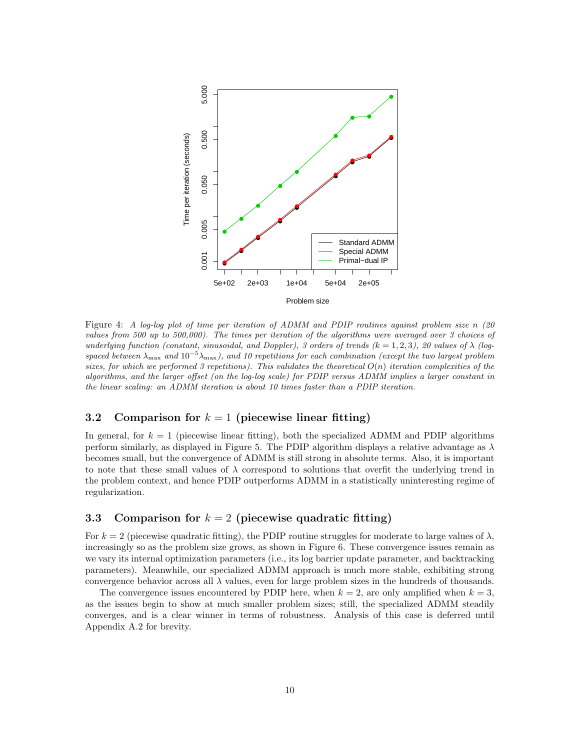Figure 4: *A log-log plot of time per iteration of ADMM and PDIP routines against problem size $n$ (20 values from 500 up to 500,000). The times per iteration of the algorithms were averaged over 3 choices of underlying function (constant, sinusoidal, and Doppler), 3 orders of trends ($k = 1, 2, 3$), 20 values of $\lambda$ (log-spaced between $\lambda_{\max}$ and $10^{-5}\lambda_{\max}$), and 10 repetitions for each combination (except the two largest problem sizes, for which we performed 3 repetitions). This validates the theoretical $O(n)$ iteration complexities of the algorithms, and the larger offset (on the log-log scale) for PDIP versus ADMM implies a larger constant in the linear scaling: an ADMM iteration is about 10 times faster than a PDIP iteration.*

### 3.2 Comparison for $k = 1$ (piecewise linear fitting)

In general, for $k = 1$ (piecewise linear fitting), both the specialized ADMM and PDIP algorithms perform similarly, as displayed in Figure 5. The PDIP algorithm displays a relative advantage as $\lambda$ becomes small, but the convergence of ADMM is still strong in absolute terms. Also, it is important to note that these small values of $\lambda$ correspond to solutions that overfit the underlying trend in the problem context, and hence PDIP outperforms ADMM in a statistically uninteresting regime of regularization.

### 3.3 Comparison for $k = 2$ (piecewise quadratic fitting)

For $k = 2$ (piecewise quadratic fitting), the PDIP routine struggles for moderate to large values of $\lambda$, increasingly so as the problem size grows, as shown in Figure 6. These convergence issues remain as we vary its internal optimization parameters (i.e., its log barrier update parameter, and backtracking parameters). Meanwhile, our specialized ADMM approach is much more stable, exhibiting strong convergence behavior across all $\lambda$ values, even for large problem sizes in the hundreds of thousands.

The convergence issues encountered by PDIP here, when $k = 2$, are only amplified when $k = 3$, as the issues begin to show at much smaller problem sizes; still, the specialized ADMM steadily converges, and is a clear winner in terms of robustness. Analysis of this case is deferred until Appendix A.2 for brevity.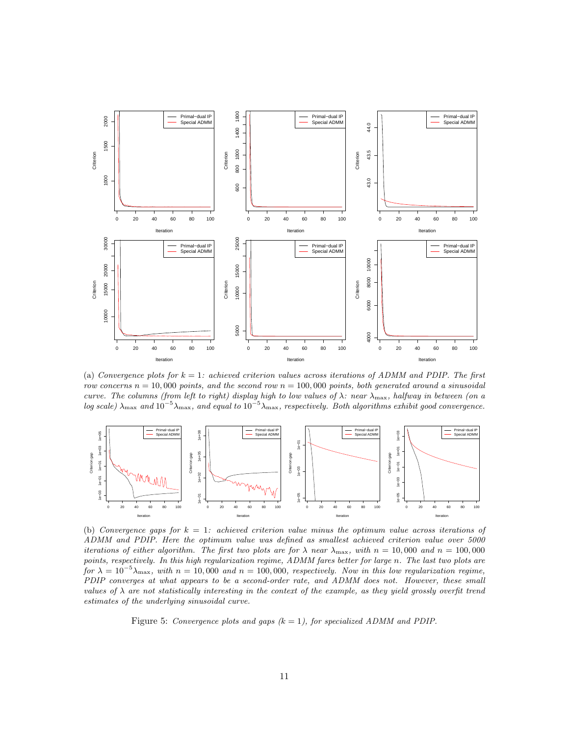(a) *Convergence plots for $k = 1$: achieved criterion values across iterations of ADMM and PDIP. The first row concerns $n = 10,000$ points, and the second row $n = 100,000$ points, both generated around a sinusoidal curve. The columns (from left to right) display high to low values of $\lambda$: near $\lambda_{\max}$, halfway in between (on a log scale) $\lambda_{\max}$ and $10^{-5}\lambda_{\max}$, and equal to $10^{-5}\lambda_{\max}$, respectively. Both algorithms exhibit good convergence.*

(b) *Convergence gaps for $k = 1$: achieved criterion value minus the optimum value across iterations of ADMM and PDIP. Here the optimum value was defined as smallest achieved criterion value over 5000 iterations of either algorithm. The first two plots are for $\lambda$ near $\lambda_{\max}$, with $n = 10,000$ and $n = 100,000$ points, respectively. In this high regularization regime, ADMM fares better for large $n$. The last two plots are for $\lambda = 10^{-5}\lambda_{\max}$, with $n = 10,000$ and $n = 100,000$, respectively. Now in this low regularization regime, PDIP converges at what appears to be a second-order rate, and ADMM does not. However, these small values of $\lambda$ are not statistically interesting in the context of the example, as they yield grossly overfit trend estimates of the underlying sinusoidal curve.*

Figure 5: *Convergence plots and gaps ($k = 1$), for specialized ADMM and PDIP.*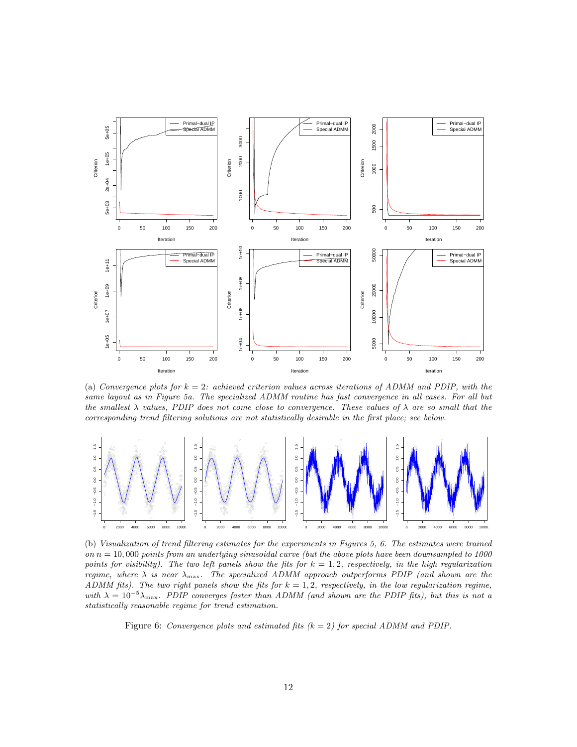(a) *Convergence plots for $k = 2$: achieved criterion values across iterations of ADMM and PDIP, with the same layout as in Figure 5a. The specialized ADMM routine has fast convergence in all cases. For all but the smallest $\lambda$ values, PDIP does not come close to convergence. These values of $\lambda$ are so small that the corresponding trend filtering solutions are not statistically desirable in the first place; see below.*

(b) *Visualization of trend filtering estimates for the experiments in Figures 5, 6. The estimates were trained on $n = 10,000$ points from an underlying sinusoidal curve (but the above plots have been downsampled to 1000 points for visibility). The two left panels show the fits for $k = 1, 2$, respectively, in the high regularization regime, where $\lambda$ is near $\lambda_{\max}$. The specialized ADMM approach outperforms PDIP (and shown are the ADMM fits). The two right panels show the fits for $k = 1, 2$, respectively, in the low regularization regime, with $\lambda = 10^{-5}\lambda_{\max}$. PDIP converges faster than ADMM (and shown are the PDIP fits), but this is not a statistically reasonable regime for trend estimation.*

Figure 6: *Convergence plots and estimated fits ($k = 2$) for special ADMM and PDIP.*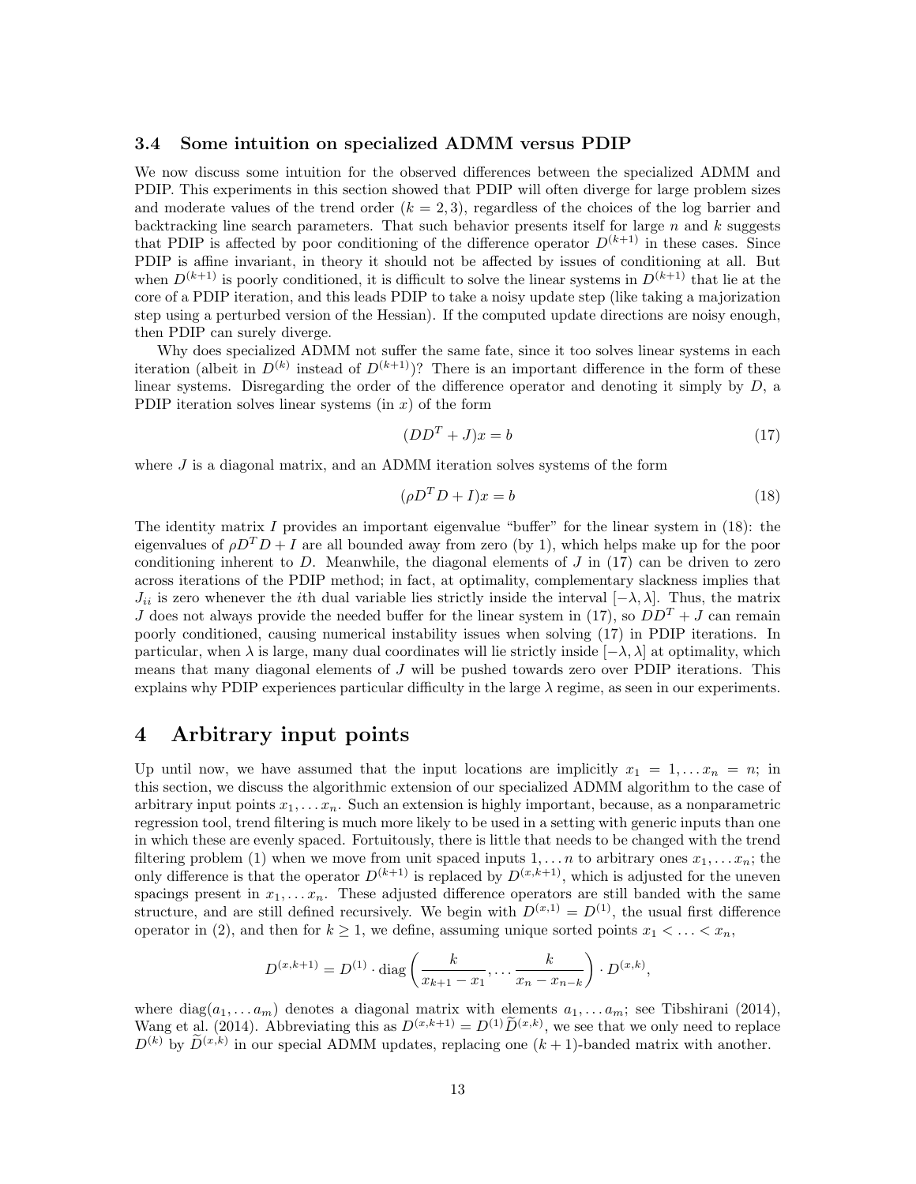### 3.4 Some intuition on specialized ADMM versus PDIP

We now discuss some intuition for the observed differences between the specialized ADMM and PDIP. This experiments in this section showed that PDIP will often diverge for large problem sizes and moderate values of the trend order ($k = 2, 3$), regardless of the choices of the log barrier and backtracking line search parameters. That such behavior presents itself for large $n$ and $k$ suggests that PDIP is affected by poor conditioning of the difference operator $D^{(k+1)}$ in these cases. Since PDIP is affine invariant, in theory it should not be affected by issues of conditioning at all. But when $D^{(k+1)}$ is poorly conditioned, it is difficult to solve the linear systems in $D^{(k+1)}$ that lie at the core of a PDIP iteration, and this leads PDIP to take a noisy update step (like taking a majorization step using a perturbed version of the Hessian). If the computed update directions are noisy enough, then PDIP can surely diverge.

Why does specialized ADMM not suffer the same fate, since it too solves linear systems in each iteration (albeit in $D^{(k)}$ instead of $D^{(k+1)}$)? There is an important difference in the form of these linear systems. Disregarding the order of the difference operator and denoting it simply by $D$, a PDIP iteration solves linear systems (in $x$) of the form

$$(DD^T + J)x = b \tag{17}$$

where $J$ is a diagonal matrix, and an ADMM iteration solves systems of the form

$$(\rho D^T D + I)x = b \tag{18}$$

The identity matrix $I$ provides an important eigenvalue "buffer" for the linear system in (18): the eigenvalues of $\rho D^T D + I$ are all bounded away from zero (by 1), which helps make up for the poor conditioning inherent to $D$. Meanwhile, the diagonal elements of $J$ in (17) can be driven to zero across iterations of the PDIP method; in fact, at optimality, complementary slackness implies that $J_{ii}$ is zero whenever the $i$th dual variable lies strictly inside the interval $[-\lambda, \lambda]$. Thus, the matrix $J$ does not always provide the needed buffer for the linear system in (17), so $DD^T + J$ can remain poorly conditioned, causing numerical instability issues when solving (17) in PDIP iterations. In particular, when $\lambda$ is large, many dual coordinates will lie strictly inside $[-\lambda, \lambda]$ at optimality, which means that many diagonal elements of $J$ will be pushed towards zero over PDIP iterations. This explains why PDIP experiences particular difficulty in the large $\lambda$ regime, as seen in our experiments.

# 4 Arbitrary input points

Up until now, we have assumed that the input locations are implicitly $x_1 = 1, \ldots x_n = n$; in this section, we discuss the algorithmic extension of our specialized ADMM algorithm to the case of arbitrary input points $x_1, \ldots x_n$. Such an extension is highly important, because, as a nonparametric regression tool, trend filtering is much more likely to be used in a setting with generic inputs than one in which these are evenly spaced. Fortuitously, there is little that needs to be changed with the trend filtering problem (1) when we move from unit spaced inputs $1, \ldots n$ to arbitrary ones $x_1, \ldots x_n$; the only difference is that the operator $D^{(k+1)}$ is replaced by $D^{(x,k+1)}$, which is adjusted for the uneven spacings present in $x_1, \ldots x_n$. These adjusted difference operators are still banded with the same structure, and are still defined recursively. We begin with $D^{(x,1)} = D^{(1)}$, the usual first difference operator in (2), and then for $k \geq 1$, we define, assuming unique sorted points $x_1 < \ldots < x_n$,

$$D^{(x,k+1)} = D^{(1)} \cdot \mathrm{diag}\left( \frac{k}{x_{k+1} - x_1}, \ldots \frac{k}{x_n - x_{n-k}} \right) \cdot D^{(x,k)},$$

where $\mathrm{diag}(a_1, \ldots a_m)$ denotes a diagonal matrix with elements $a_1, \ldots a_m$; see Tibshirani (2014), Wang et al. (2014). Abbreviating this as $D^{(x,k+1)} = D^{(1)} \widetilde{D}^{(x,k)}$, we see that we only need to replace $D^{(k)}$ by $\widetilde{D}^{(x,k)}$ in our special ADMM updates, replacing one $(k+1)$-banded matrix with another.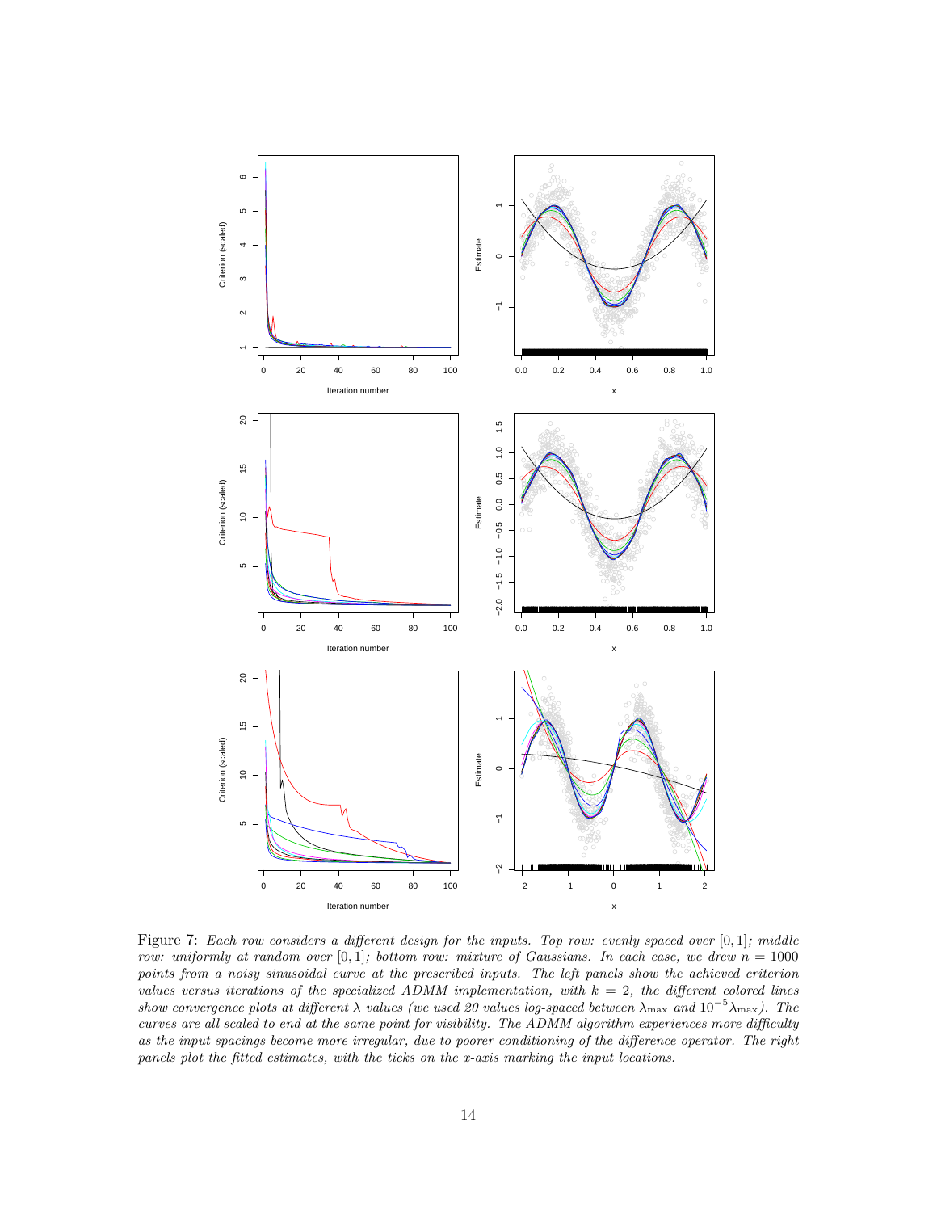Figure 7: *Each row considers a different design for the inputs. Top row: evenly spaced over* $[0, 1]$*; middle row: uniformly at random over* $[0, 1]$*; bottom row: mixture of Gaussians. In each case, we drew* $n = 1000$ *points from a noisy sinusoidal curve at the prescribed inputs. The left panels show the achieved criterion values versus iterations of the specialized ADMM implementation, with* $k = 2$*, the different colored lines show convergence plots at different* $\lambda$ *values (we used 20 values log-spaced between* $\lambda_{\max}$ *and* $10^{-5}\lambda_{\max}$*). The curves are all scaled to end at the same point for visibility. The ADMM algorithm experiences more difficulty as the input spacings become more irregular, due to poorer conditioning of the difference operator. The right panels plot the fitted estimates, with the ticks on the x-axis marking the input locations.*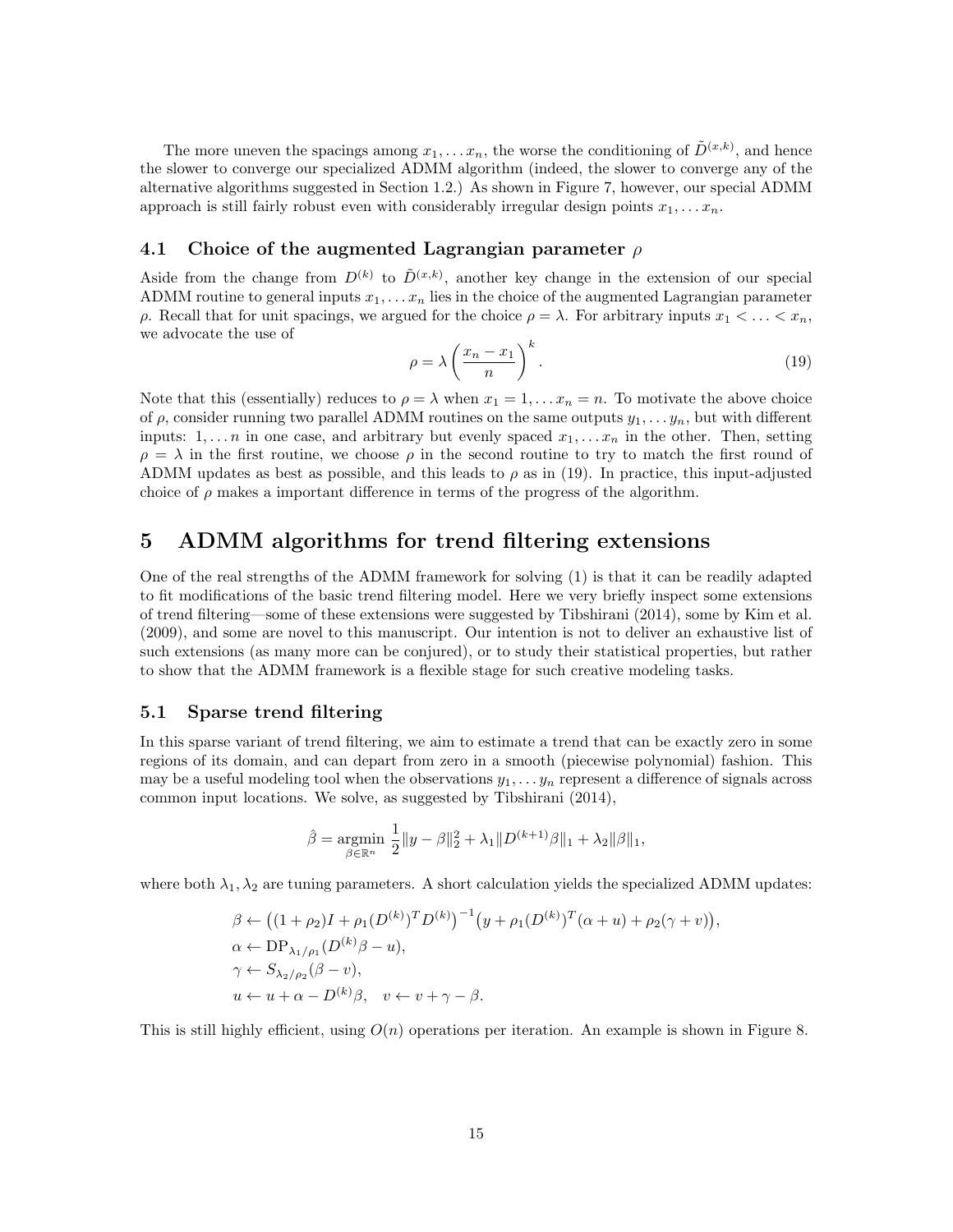The more uneven the spacings among $x_1, \ldots x_n$, the worse the conditioning of $\tilde{D}^{(x,k)}$, and hence the slower to converge our specialized ADMM algorithm (indeed, the slower to converge any of the alternative algorithms suggested in Section 1.2.) As shown in Figure 7, however, our special ADMM approach is still fairly robust even with considerably irregular design points $x_1, \ldots x_n$.

### 4.1 Choice of the augmented Lagrangian parameter $\rho$

Aside from the change from $D^{(k)}$ to $\tilde{D}^{(x,k)}$, another key change in the extension of our special ADMM routine to general inputs $x_1, \ldots x_n$ lies in the choice of the augmented Lagrangian parameter $\rho$. Recall that for unit spacings, we argued for the choice $\rho = \lambda$. For arbitrary inputs $x_1 < \ldots < x_n$, we advocate the use of

$$\rho = \lambda \left( \frac{x_n - x_1}{n} \right)^k. \tag{19}$$

Note that this (essentially) reduces to $\rho = \lambda$ when $x_1 = 1, \ldots x_n = n$. To motivate the above choice of $\rho$, consider running two parallel ADMM routines on the same outputs $y_1, \ldots y_n$, but with different inputs: $1, \ldots n$ in one case, and arbitrary but evenly spaced $x_1, \ldots x_n$ in the other. Then, setting $\rho = \lambda$ in the first routine, we choose $\rho$ in the second routine to try to match the first round of ADMM updates as best as possible, and this leads to $\rho$ as in (19). In practice, this input-adjusted choice of $\rho$ makes a important difference in terms of the progress of the algorithm.

## 5 ADMM algorithms for trend filtering extensions

One of the real strengths of the ADMM framework for solving (1) is that it can be readily adapted to fit modifications of the basic trend filtering model. Here we very briefly inspect some extensions of trend filtering—some of these extensions were suggested by Tibshirani (2014), some by Kim et al. (2009), and some are novel to this manuscript. Our intention is not to deliver an exhaustive list of such extensions (as many more can be conjured), or to study their statistical properties, but rather to show that the ADMM framework is a flexible stage for such creative modeling tasks.

### 5.1 Sparse trend filtering

In this sparse variant of trend filtering, we aim to estimate a trend that can be exactly zero in some regions of its domain, and can depart from zero in a smooth (piecewise polynomial) fashion. This may be a useful modeling tool when the observations $y_1, \ldots y_n$ represent a difference of signals across common input locations. We solve, as suggested by Tibshirani (2014),

$$\hat{\beta} = \operatorname*{argmin}_{\beta \in \mathbb{R}^n} \frac{1}{2} \|y - \beta\|_2^2 + \lambda_1 \|D^{(k+1)}\beta\|_1 + \lambda_2 \|\beta\|_1,$$

where both $\lambda_1, \lambda_2$ are tuning parameters. A short calculation yields the specialized ADMM updates:

$$\begin{aligned}
&\beta \leftarrow \big((1 + \rho_2)I + \rho_1 (D^{(k)})^T D^{(k)}\big)^{-1} \big(y + \rho_1 (D^{(k)})^T (\alpha + u) + \rho_2(\gamma + v)\big), \\
&\alpha \leftarrow \mathrm{DP}_{\lambda_1/\rho_1}(D^{(k)}\beta - u), \\
&\gamma \leftarrow S_{\lambda_2/\rho_2}(\beta - v), \\
&u \leftarrow u + \alpha - D^{(k)}\beta, \quad v \leftarrow v + \gamma - \beta.
\end{aligned}$$

This is still highly efficient, using $O(n)$ operations per iteration. An example is shown in Figure 8.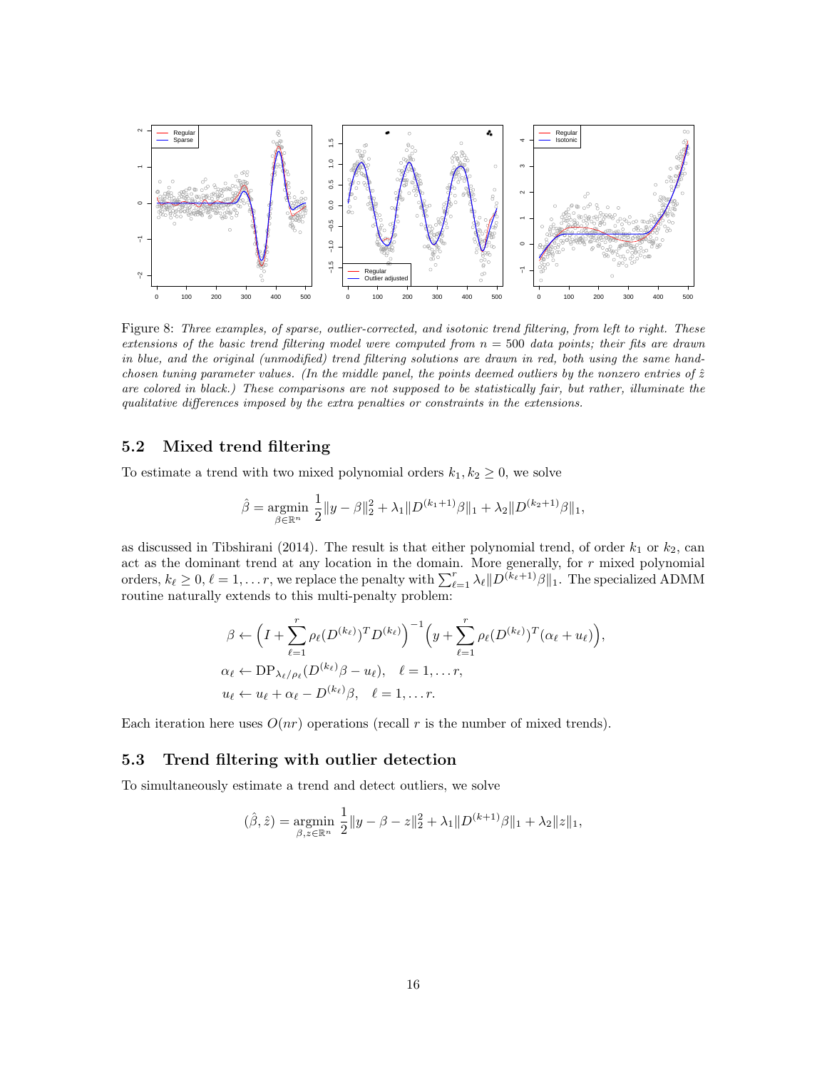Figure 8: *Three examples, of sparse, outlier-corrected, and isotonic trend filtering, from left to right. These extensions of the basic trend filtering model were computed from $n = 500$ data points; their fits are drawn in blue, and the original (unmodified) trend filtering solutions are drawn in red, both using the same hand-chosen tuning parameter values. (In the middle panel, the points deemed outliers by the nonzero entries of $\hat{z}$ are colored in black.) These comparisons are not supposed to be statistically fair, but rather, illuminate the qualitative differences imposed by the extra penalties or constraints in the extensions.*

## 5.2 Mixed trend filtering

To estimate a trend with two mixed polynomial orders $k_1, k_2 \geq 0$, we solve

$$\hat{\beta} = \underset{\beta \in \mathbb{R}^n}{\text{argmin}} \ \frac{1}{2}\|y - \beta\|_2^2 + \lambda_1 \|D^{(k_1+1)}\beta\|_1 + \lambda_2 \|D^{(k_2+1)}\beta\|_1,$$

as discussed in Tibshirani (2014). The result is that either polynomial trend, of order $k_1$ or $k_2$, can act as the dominant trend at any location in the domain. More generally, for $r$ mixed polynomial orders, $k_\ell \geq 0$, $\ell = 1, \ldots r$, we replace the penalty with $\sum_{\ell=1}^r \lambda_\ell \|D^{(k_\ell+1)}\beta\|_1$. The specialized ADMM routine naturally extends to this multi-penalty problem:

$$\begin{aligned}
\beta &\leftarrow \Big( I + \sum_{\ell=1}^r \rho_\ell (D^{(k_\ell)})^T D^{(k_\ell)} \Big)^{-1} \Big( y + \sum_{\ell=1}^r \rho_\ell (D^{(k_\ell)})^T (\alpha_\ell + u_\ell) \Big), \\
\alpha_\ell &\leftarrow \text{DP}_{\lambda_\ell/\rho_\ell}(D^{(k_\ell)}\beta - u_\ell), \quad \ell = 1, \ldots r, \\
u_\ell &\leftarrow u_\ell + \alpha_\ell - D^{(k_\ell)}\beta, \quad \ell = 1, \ldots r.
\end{aligned}$$

Each iteration here uses $O(nr)$ operations (recall $r$ is the number of mixed trends).

## 5.3 Trend filtering with outlier detection

To simultaneously estimate a trend and detect outliers, we solve

$$(\hat{\beta}, \hat{z}) = \underset{\beta, z \in \mathbb{R}^n}{\text{argmin}} \ \frac{1}{2}\|y - \beta - z\|_2^2 + \lambda_1 \|D^{(k+1)}\beta\|_1 + \lambda_2 \|z\|_1,$$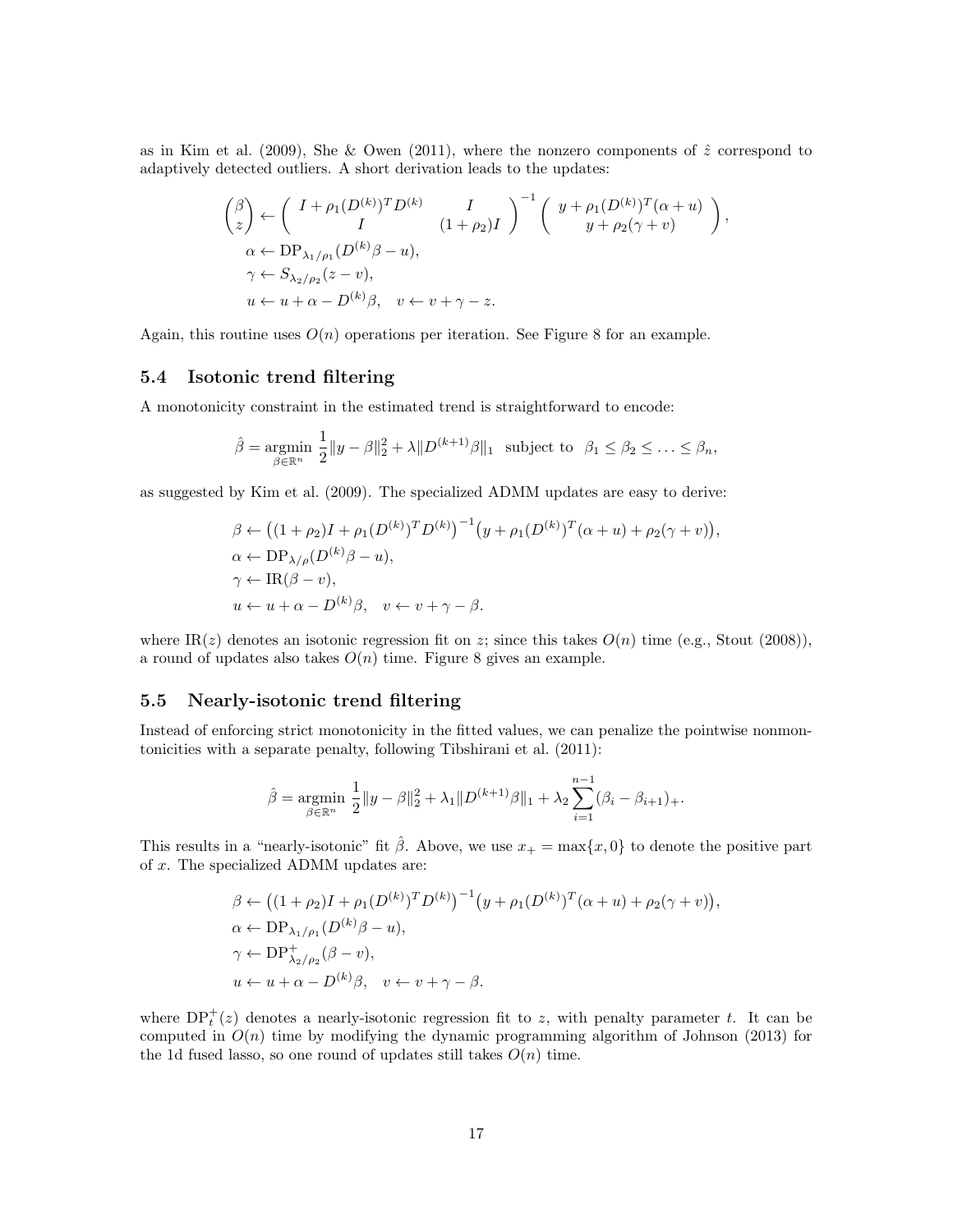as in Kim et al. (2009), She & Owen (2011), where the nonzero components of $\hat{z}$ correspond to adaptively detected outliers. A short derivation leads to the updates:

$$
\begin{aligned}
\begin{pmatrix} \beta \\ z \end{pmatrix} &\leftarrow \begin{pmatrix} I + \rho_1 (D^{(k)})^T D^{(k)} & I \\ I & (1+\rho_2) I \end{pmatrix}^{-1} \begin{pmatrix} y + \rho_1 (D^{(k)})^T (\alpha + u) \\ y + \rho_2 (\gamma + v) \end{pmatrix}, \\
\alpha &\leftarrow \mathrm{DP}_{\lambda_1/\rho_1}(D^{(k)}\beta - u), \\
\gamma &\leftarrow S_{\lambda_2/\rho_2}(z - v), \\
u &\leftarrow u + \alpha - D^{(k)}\beta, \quad v \leftarrow v + \gamma - z.
\end{aligned}
$$

Again, this routine uses $O(n)$ operations per iteration. See Figure 8 for an example.

### 5.4 Isotonic trend filtering

A monotonicity constraint in the estimated trend is straightforward to encode:

$$
\hat{\beta} = \underset{\beta \in \mathbb{R}^n}{\mathrm{argmin}} \; \frac{1}{2}\|y - \beta\|_2^2 + \lambda \|D^{(k+1)}\beta\|_1 \;\; \text{subject to} \;\; \beta_1 \leq \beta_2 \leq \ldots \leq \beta_n,
$$

as suggested by Kim et al. (2009). The specialized ADMM updates are easy to derive:

$$
\begin{aligned}
\beta &\leftarrow \big((1+\rho_2)I + \rho_1 (D^{(k)})^T D^{(k)}\big)^{-1} \big(y + \rho_1 (D^{(k)})^T(\alpha + u) + \rho_2(\gamma + v)\big), \\
\alpha &\leftarrow \mathrm{DP}_{\lambda/\rho}(D^{(k)}\beta - u), \\
\gamma &\leftarrow \mathrm{IR}(\beta - v), \\
u &\leftarrow u + \alpha - D^{(k)}\beta, \quad v \leftarrow v + \gamma - \beta.
\end{aligned}
$$

where $\mathrm{IR}(z)$ denotes an isotonic regression fit on $z$; since this takes $O(n)$ time (e.g., Stout (2008)), a round of updates also takes $O(n)$ time. Figure 8 gives an example.

### 5.5 Nearly-isotonic trend filtering

Instead of enforcing strict monotonicity in the fitted values, we can penalize the pointwise nonmontonicities with a separate penalty, following Tibshirani et al. (2011):

$$
\hat{\beta} = \underset{\beta \in \mathbb{R}^n}{\mathrm{argmin}} \; \frac{1}{2}\|y - \beta\|_2^2 + \lambda_1 \|D^{(k+1)}\beta\|_1 + \lambda_2 \sum_{i=1}^{n-1} (\beta_i - \beta_{i+1})_+.
$$

This results in a "nearly-isotonic" fit $\hat{\beta}$. Above, we use $x_+ = \max\{x, 0\}$ to denote the positive part of $x$. The specialized ADMM updates are:

$$
\begin{aligned}
\beta &\leftarrow \big((1+\rho_2)I + \rho_1 (D^{(k)})^T D^{(k)}\big)^{-1} \big(y + \rho_1 (D^{(k)})^T(\alpha + u) + \rho_2(\gamma + v)\big), \\
\alpha &\leftarrow \mathrm{DP}_{\lambda_1/\rho_1}(D^{(k)}\beta - u), \\
\gamma &\leftarrow \mathrm{DP}^+_{\lambda_2/\rho_2}(\beta - v), \\
u &\leftarrow u + \alpha - D^{(k)}\beta, \quad v \leftarrow v + \gamma - \beta.
\end{aligned}
$$

where $\mathrm{DP}^+_t(z)$ denotes a nearly-isotonic regression fit to $z$, with penalty parameter $t$. It can be computed in $O(n)$ time by modifying the dynamic programming algorithm of Johnson (2013) for the 1d fused lasso, so one round of updates still takes $O(n)$ time.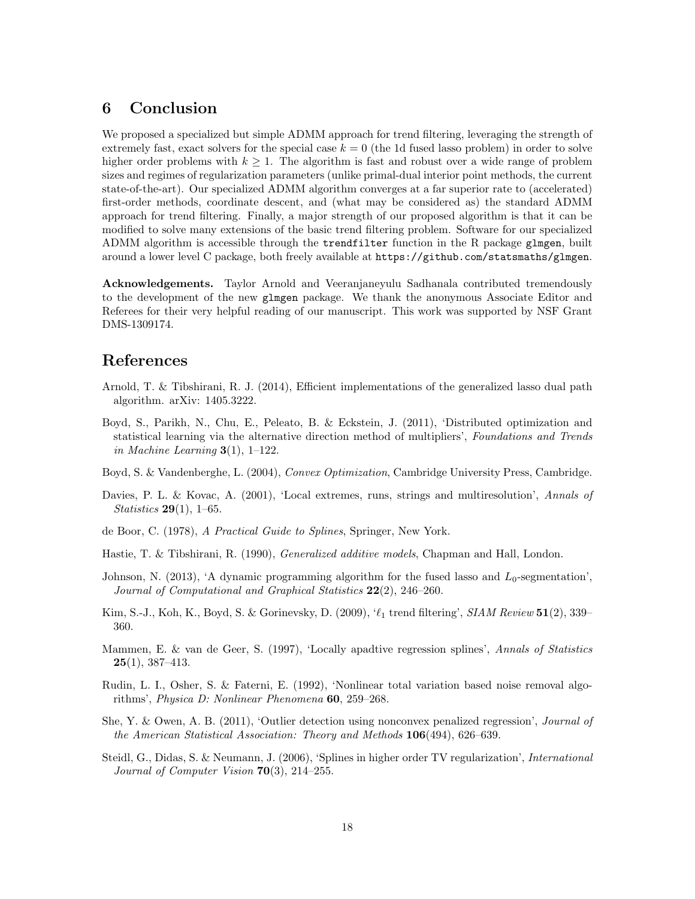## 6 Conclusion

We proposed a specialized but simple ADMM approach for trend filtering, leveraging the strength of extremely fast, exact solvers for the special case $k = 0$ (the 1d fused lasso problem) in order to solve higher order problems with $k \geq 1$. The algorithm is fast and robust over a wide range of problem sizes and regimes of regularization parameters (unlike primal-dual interior point methods, the current state-of-the-art). Our specialized ADMM algorithm converges at a far superior rate to (accelerated) first-order methods, coordinate descent, and (what may be considered as) the standard ADMM approach for trend filtering. Finally, a major strength of our proposed algorithm is that it can be modified to solve many extensions of the basic trend filtering problem. Software for our specialized ADMM algorithm is accessible through the `trendfilter` function in the R package `glmgen`, built around a lower level C package, both freely available at `https://github.com/statsmaths/glmgen`.

**Acknowledgements.** Taylor Arnold and Veeranjaneyulu Sadhanala contributed tremendously to the development of the new `glmgen` package. We thank the anonymous Associate Editor and Referees for their very helpful reading of our manuscript. This work was supported by NSF Grant DMS-1309174.

## References

Arnold, T. & Tibshirani, R. J. (2014), Efficient implementations of the generalized lasso dual path algorithm. arXiv: 1405.3222.

Boyd, S., Parikh, N., Chu, E., Peleato, B. & Eckstein, J. (2011), 'Distributed optimization and statistical learning via the alternative direction method of multipliers', *Foundations and Trends in Machine Learning* **3**(1), 1–122.

Boyd, S. & Vandenberghe, L. (2004), *Convex Optimization*, Cambridge University Press, Cambridge.

Davies, P. L. & Kovac, A. (2001), 'Local extremes, runs, strings and multiresolution', *Annals of Statistics* **29**(1), 1–65.

de Boor, C. (1978), *A Practical Guide to Splines*, Springer, New York.

Hastie, T. & Tibshirani, R. (1990), *Generalized additive models*, Chapman and Hall, London.

Johnson, N. (2013), 'A dynamic programming algorithm for the fused lasso and $L_0$-segmentation', *Journal of Computational and Graphical Statistics* **22**(2), 246–260.

Kim, S.-J., Koh, K., Boyd, S. & Gorinevsky, D. (2009), '$\ell_1$ trend filtering', *SIAM Review* **51**(2), 339–360.

Mammen, E. & van de Geer, S. (1997), 'Locally apadtive regression splines', *Annals of Statistics* **25**(1), 387–413.

Rudin, L. I., Osher, S. & Faterni, E. (1992), 'Nonlinear total variation based noise removal algorithms', *Physica D: Nonlinear Phenomena* **60**, 259–268.

She, Y. & Owen, A. B. (2011), 'Outlier detection using nonconvex penalized regression', *Journal of the American Statistical Association: Theory and Methods* **106**(494), 626–639.

Steidl, G., Didas, S. & Neumann, J. (2006), 'Splines in higher order TV regularization', *International Journal of Computer Vision* **70**(3), 214–255.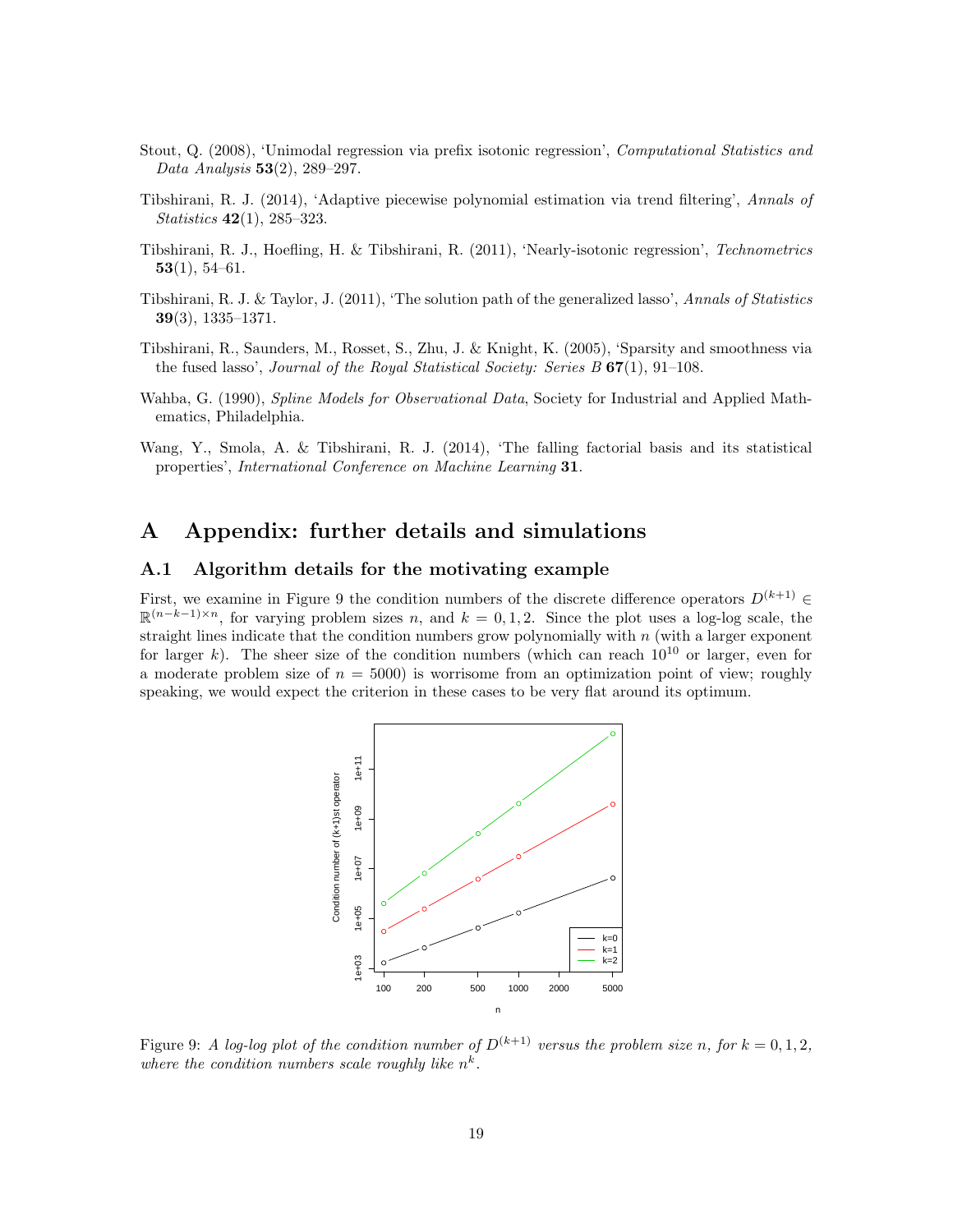Stout, Q. (2008), 'Unimodal regression via prefix isotonic regression', *Computational Statistics and Data Analysis* **53**(2), 289–297.

Tibshirani, R. J. (2014), 'Adaptive piecewise polynomial estimation via trend filtering', *Annals of Statistics* **42**(1), 285–323.

Tibshirani, R. J., Hoefling, H. & Tibshirani, R. (2011), 'Nearly-isotonic regression', *Technometrics* **53**(1), 54–61.

Tibshirani, R. J. & Taylor, J. (2011), 'The solution path of the generalized lasso', *Annals of Statistics* **39**(3), 1335–1371.

Tibshirani, R., Saunders, M., Rosset, S., Zhu, J. & Knight, K. (2005), 'Sparsity and smoothness via the fused lasso', *Journal of the Royal Statistical Society: Series B* **67**(1), 91–108.

Wahba, G. (1990), *Spline Models for Observational Data*, Society for Industrial and Applied Mathematics, Philadelphia.

Wang, Y., Smola, A. & Tibshirani, R. J. (2014), 'The falling factorial basis and its statistical properties', *International Conference on Machine Learning* **31**.

# A Appendix: further details and simulations

## A.1 Algorithm details for the motivating example

First, we examine in Figure 9 the condition numbers of the discrete difference operators $D^{(k+1)} \in \mathbb{R}^{(n-k-1)\times n}$, for varying problem sizes $n$, and $k = 0, 1, 2$. Since the plot uses a log-log scale, the straight lines indicate that the condition numbers grow polynomially with $n$ (with a larger exponent for larger $k$). The sheer size of the condition numbers (which can reach $10^{10}$ or larger, even for a moderate problem size of $n = 5000$) is worrisome from an optimization point of view; roughly speaking, we would expect the criterion in these cases to be very flat around its optimum.

Figure 9: *A log-log plot of the condition number of $D^{(k+1)}$ versus the problem size $n$, for $k = 0, 1, 2$, where the condition numbers scale roughly like $n^k$.*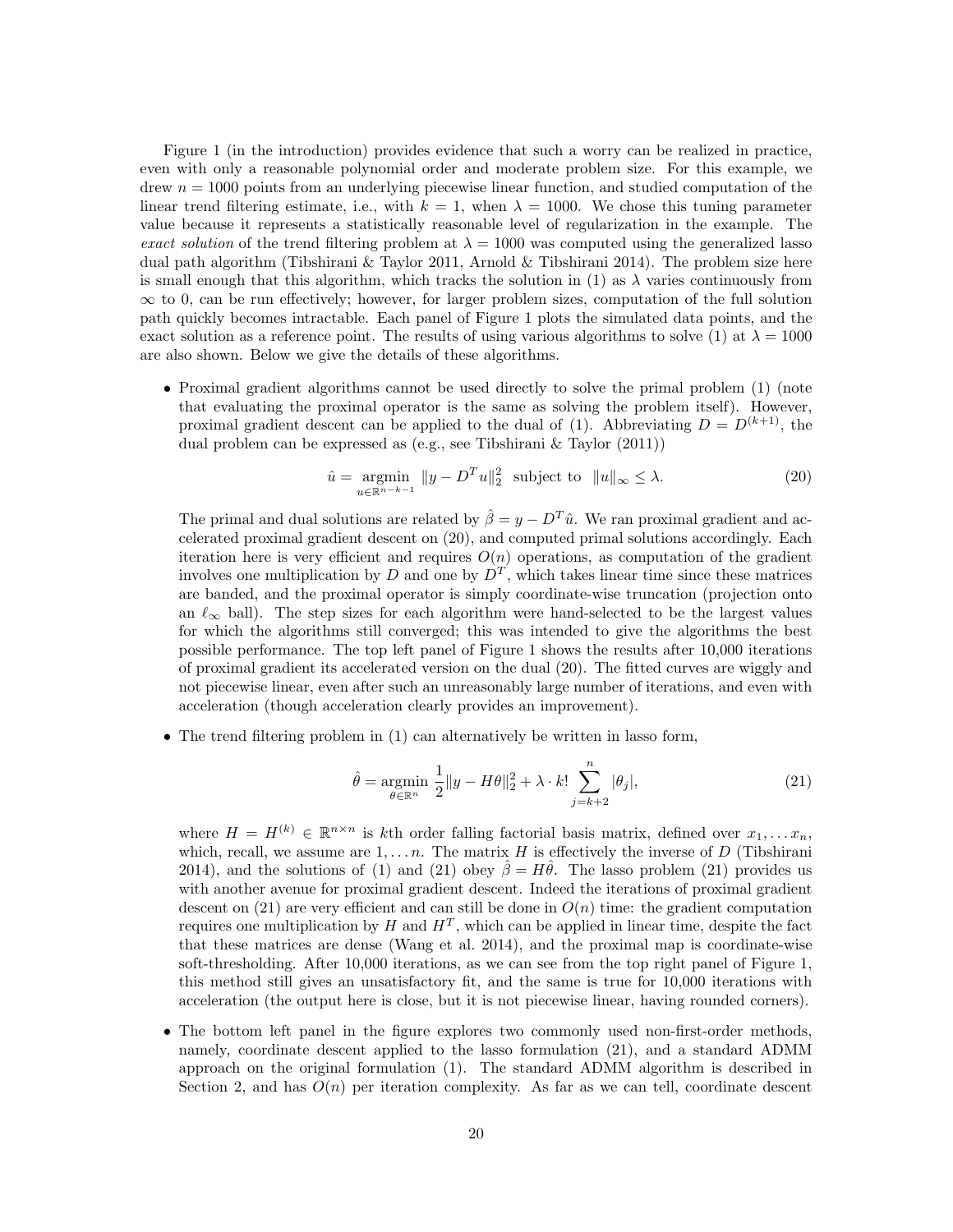Figure 1 (in the introduction) provides evidence that such a worry can be realized in practice, even with only a reasonable polynomial order and moderate problem size. For this example, we drew $n = 1000$ points from an underlying piecewise linear function, and studied computation of the linear trend filtering estimate, i.e., with $k = 1$, when $\lambda = 1000$. We chose this tuning parameter value because it represents a statistically reasonable level of regularization in the example. The *exact solution* of the trend filtering problem at $\lambda = 1000$ was computed using the generalized lasso dual path algorithm (Tibshirani & Taylor 2011, Arnold & Tibshirani 2014). The problem size here is small enough that this algorithm, which tracks the solution in (1) as $\lambda$ varies continuously from $\infty$ to 0, can be run effectively; however, for larger problem sizes, computation of the full solution path quickly becomes intractable. Each panel of Figure 1 plots the simulated data points, and the exact solution as a reference point. The results of using various algorithms to solve (1) at $\lambda = 1000$ are also shown. Below we give the details of these algorithms.

- Proximal gradient algorithms cannot be used directly to solve the primal problem (1) (note that evaluating the proximal operator is the same as solving the problem itself). However, proximal gradient descent can be applied to the dual of (1). Abbreviating $D = D^{(k+1)}$, the dual problem can be expressed as (e.g., see Tibshirani & Taylor (2011))

$$\hat{u} = \underset{u \in \mathbb{R}^{n-k-1}}{\operatorname{argmin}} \ \|y - D^T u\|_2^2 \ \text{ subject to } \ \|u\|_\infty \leq \lambda. \tag{20}$$

  The primal and dual solutions are related by $\hat{\beta} = y - D^T \hat{u}$. We ran proximal gradient and accelerated proximal gradient descent on (20), and computed primal solutions accordingly. Each iteration here is very efficient and requires $O(n)$ operations, as computation of the gradient involves one multiplication by $D$ and one by $D^T$, which takes linear time since these matrices are banded, and the proximal operator is simply coordinate-wise truncation (projection onto an $\ell_\infty$ ball). The step sizes for each algorithm were hand-selected to be the largest values for which the algorithms still converged; this was intended to give the algorithms the best possible performance. The top left panel of Figure 1 shows the results after 10,000 iterations of proximal gradient its accelerated version on the dual (20). The fitted curves are wiggly and not piecewise linear, even after such an unreasonably large number of iterations, and even with acceleration (though acceleration clearly provides an improvement).

- The trend filtering problem in (1) can alternatively be written in lasso form,

$$\hat{\theta} = \underset{\theta \in \mathbb{R}^n}{\operatorname{argmin}} \ \frac{1}{2}\|y - H\theta\|_2^2 + \lambda \cdot k! \sum_{j=k+2}^{n} |\theta_j|, \tag{21}$$

  where $H = H^{(k)} \in \mathbb{R}^{n \times n}$ is $k$th order falling factorial basis matrix, defined over $x_1, \ldots x_n$, which, recall, we assume are $1, \ldots n$. The matrix $H$ is effectively the inverse of $D$ (Tibshirani 2014), and the solutions of (1) and (21) obey $\hat{\beta} = H\hat{\theta}$. The lasso problem (21) provides us with another avenue for proximal gradient descent. Indeed the iterations of proximal gradient descent on (21) are very efficient and can still be done in $O(n)$ time: the gradient computation requires one multiplication by $H$ and $H^T$, which can be applied in linear time, despite the fact that these matrices are dense (Wang et al. 2014), and the proximal map is coordinate-wise soft-thresholding. After 10,000 iterations, as we can see from the top right panel of Figure 1, this method still gives an unsatisfactory fit, and the same is true for 10,000 iterations with acceleration (the output here is close, but it is not piecewise linear, having rounded corners).

- The bottom left panel in the figure explores two commonly used non-first-order methods, namely, coordinate descent applied to the lasso formulation (21), and a standard ADMM approach on the original formulation (1). The standard ADMM algorithm is described in Section 2, and has $O(n)$ per iteration complexity. As far as we can tell, coordinate descent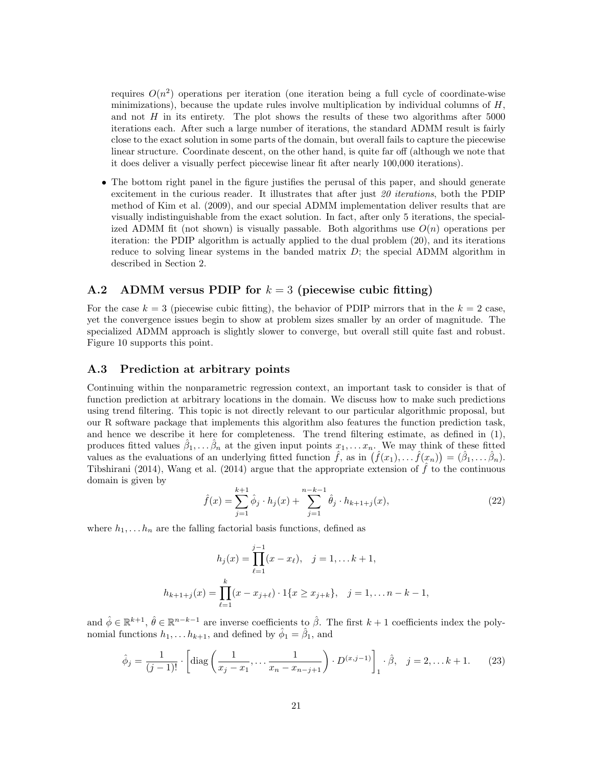requires $O(n^2)$ operations per iteration (one iteration being a full cycle of coordinate-wise minimizations), because the update rules involve multiplication by individual columns of $H$, and not $H$ in its entirety. The plot shows the results of these two algorithms after 5000 iterations each. After such a large number of iterations, the standard ADMM result is fairly close to the exact solution in some parts of the domain, but overall fails to capture the piecewise linear structure. Coordinate descent, on the other hand, is quite far off (although we note that it does deliver a visually perfect piecewise linear fit after nearly 100,000 iterations).

- The bottom right panel in the figure justifies the perusal of this paper, and should generate excitement in the curious reader. It illustrates that after just *20 iterations*, both the PDIP method of Kim et al. (2009), and our special ADMM implementation deliver results that are visually indistinguishable from the exact solution. In fact, after only 5 iterations, the specialized ADMM fit (not shown) is visually passable. Both algorithms use $O(n)$ operations per iteration: the PDIP algorithm is actually applied to the dual problem (20), and its iterations reduce to solving linear systems in the banded matrix $D$; the special ADMM algorithm in described in Section 2.

## A.2 ADMM versus PDIP for $k = 3$ (piecewise cubic fitting)

For the case $k = 3$ (piecewise cubic fitting), the behavior of PDIP mirrors that in the $k = 2$ case, yet the convergence issues begin to show at problem sizes smaller by an order of magnitude. The specialized ADMM approach is slightly slower to converge, but overall still quite fast and robust. Figure 10 supports this point.

## A.3 Prediction at arbitrary points

Continuing within the nonparametric regression context, an important task to consider is that of function prediction at arbitrary locations in the domain. We discuss how to make such predictions using trend filtering. This topic is not directly relevant to our particular algorithmic proposal, but our R software package that implements this algorithm also features the function prediction task, and hence we describe it here for completeness. The trend filtering estimate, as defined in (1), produces fitted values $\hat{\beta}_1, \ldots \hat{\beta}_n$ at the given input points $x_1, \ldots x_n$. We may think of these fitted values as the evaluations of an underlying fitted function $\hat{f}$, as in $\big(\hat{f}(x_1), \ldots \hat{f}(x_n)\big) = (\hat{\beta}_1, \ldots \hat{\beta}_n)$. Tibshirani (2014), Wang et al. (2014) argue that the appropriate extension of $\hat{f}$ to the continuous domain is given by

$$\hat{f}(x) = \sum_{j=1}^{k+1} \hat{\phi}_j \cdot h_j(x) + \sum_{j=1}^{n-k-1} \hat{\theta}_j \cdot h_{k+1+j}(x), \tag{22}$$

where $h_1, \ldots h_n$ are the falling factorial basis functions, defined as

$$h_j(x) = \prod_{\ell=1}^{j-1} (x - x_\ell), \quad j = 1, \ldots k+1,$$

$$h_{k+1+j}(x) = \prod_{\ell=1}^{k} (x - x_{j+\ell}) \cdot 1\{x \geq x_{j+k}\}, \quad j = 1, \ldots n-k-1,$$

and $\hat{\phi} \in \mathbb{R}^{k+1}$, $\hat{\theta} \in \mathbb{R}^{n-k-1}$ are inverse coefficients to $\hat{\beta}$. The first $k+1$ coefficients index the polynomial functions $h_1, \ldots h_{k+1}$, and defined by $\hat{\phi}_1 = \hat{\beta}_1$, and

$$\hat{\phi}_j = \frac{1}{(j-1)!} \cdot \left[ \mathrm{diag}\left( \frac{1}{x_j - x_1}, \ldots \frac{1}{x_n - x_{n-j+1}} \right) \cdot D^{(x,j-1)} \right]_1 \cdot \hat{\beta}, \quad j = 2, \ldots k+1. \tag{23}$$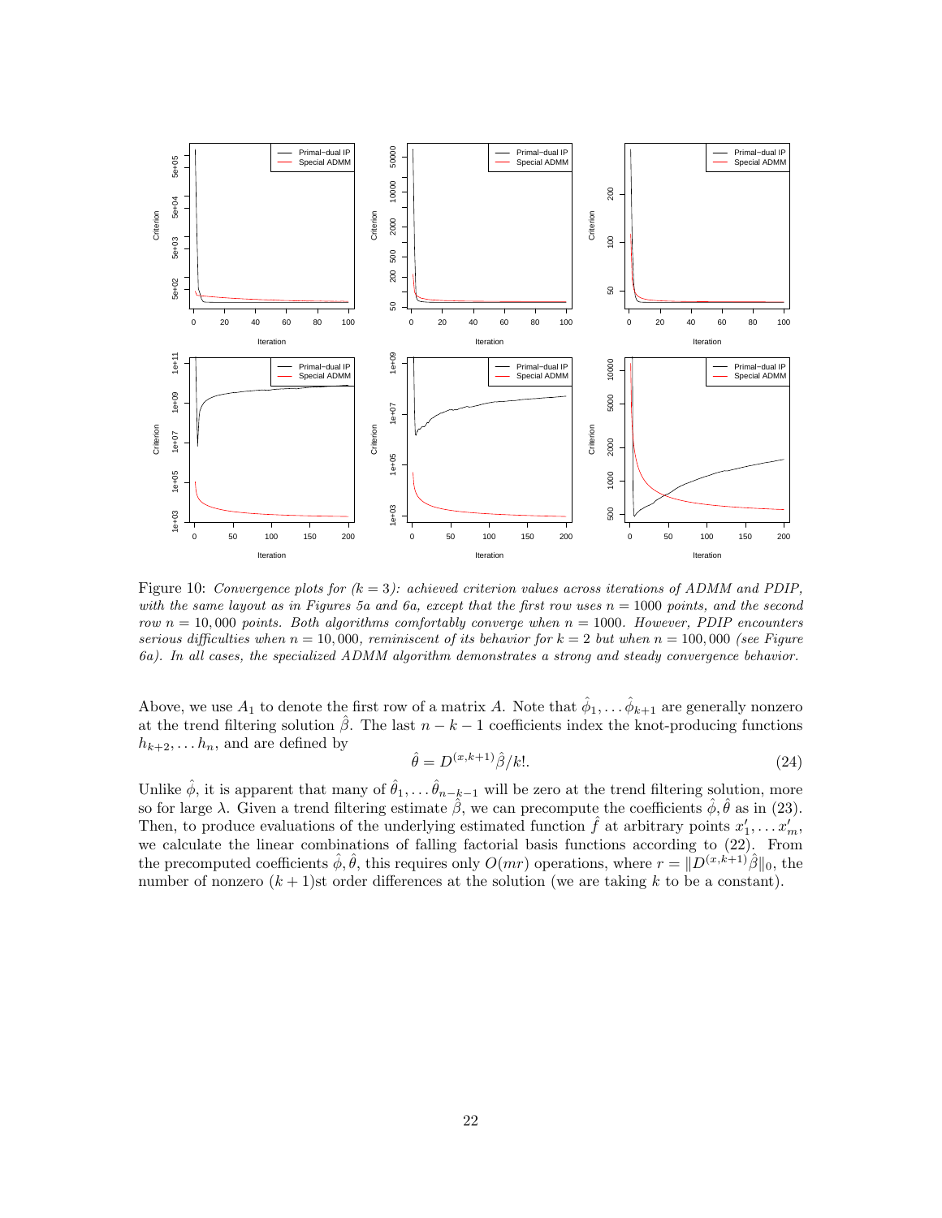Primal−dual IP
Special ADMM

Criterion

Iteration

Figure 10: *Convergence plots for ($k = 3$): achieved criterion values across iterations of ADMM and PDIP, with the same layout as in Figures 5a and 6a, except that the first row uses $n = 1000$ points, and the second row $n = 10,000$ points. Both algorithms comfortably converge when $n = 1000$. However, PDIP encounters serious difficulties when $n = 10,000$, reminiscent of its behavior for $k = 2$ but when $n = 100,000$ (see Figure 6a). In all cases, the specialized ADMM algorithm demonstrates a strong and steady convergence behavior.*

Above, we use $A_1$ to denote the first row of a matrix $A$. Note that $\hat{\phi}_1, \ldots \hat{\phi}_{k+1}$ are generally nonzero at the trend filtering solution $\hat{\beta}$. The last $n - k - 1$ coefficients index the knot-producing functions $h_{k+2}, \ldots h_n$, and are defined by

$$\hat{\theta} = D^{(x,k+1)} \hat{\beta} / k!. \tag{24}$$

Unlike $\hat{\phi}$, it is apparent that many of $\hat{\theta}_1, \ldots \hat{\theta}_{n-k-1}$ will be zero at the trend filtering solution, more so for large $\lambda$. Given a trend filtering estimate $\hat{\beta}$, we can precompute the coefficients $\hat{\phi}, \hat{\theta}$ as in (23). Then, to produce evaluations of the underlying estimated function $\hat{f}$ at arbitrary points $x'_1, \ldots x'_m$, we calculate the linear combinations of falling factorial basis functions according to (22). From the precomputed coefficients $\hat{\phi}, \hat{\theta}$, this requires only $O(mr)$ operations, where $r = \|D^{(x,k+1)} \hat{\beta}\|_0$, the number of nonzero $(k+1)$st order differences at the solution (we are taking $k$ to be a constant).